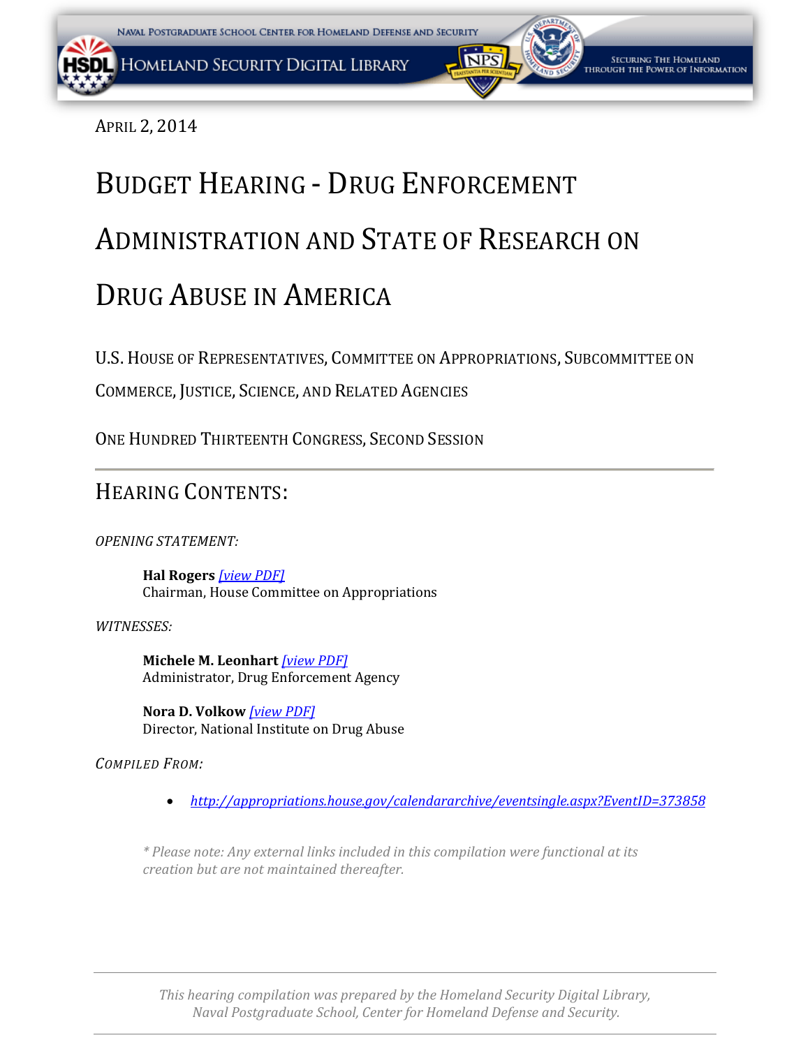April 2, 2014

# Budget Hearing - Drug Enforcement Administration and State of Research on Drug Abuse in America

U.S. House of Representatives, Committee on Appropriations, Subcommittee on Commerce, Justice, Science, and Related Agencies

One Hundred Thirteenth Congress, Second Session

---

## Hearing Contents:

*OPENING STATEMENT:*

**Hal Rogers** *[view PDF]*
Chairman, House Committee on Appropriations

*WITNESSES:*

**Michele M. Leonhart** *[view PDF]*
Administrator, Drug Enforcement Agency

**Nora D. Volkow** *[view PDF]*
Director, National Institute on Drug Abuse

*COMPILED FROM:*

- *http://appropriations.house.gov/calendararchive/eventsingle.aspx?EventID=373858*

*\* Please note: Any external links included in this compilation were functional at its creation but are not maintained thereafter.*

---

*This hearing compilation was prepared by the Homeland Security Digital Library, Naval Postgraduate School, Center for Homeland Defense and Security.*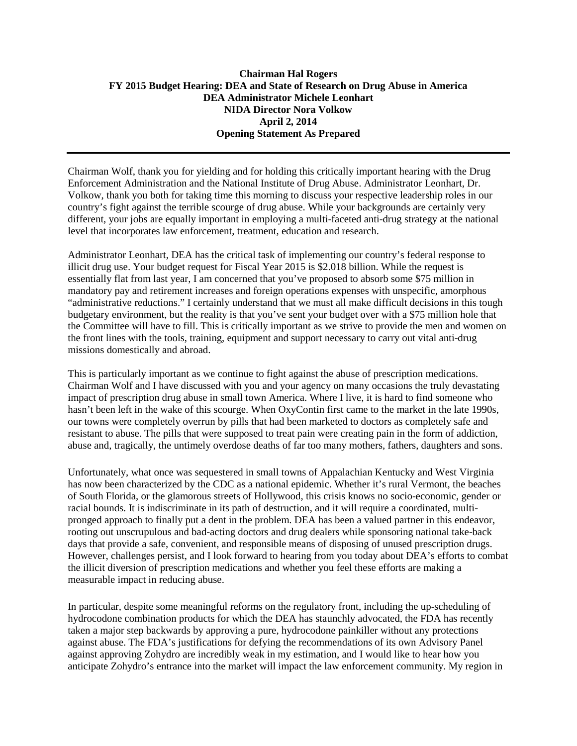**Chairman Hal Rogers**
**FY 2015 Budget Hearing: DEA and State of Research on Drug Abuse in America**
**DEA Administrator Michele Leonhart**
**NIDA Director Nora Volkow**
**April 2, 2014**
**Opening Statement As Prepared**

---

Chairman Wolf, thank you for yielding and for holding this critically important hearing with the Drug Enforcement Administration and the National Institute of Drug Abuse. Administrator Leonhart, Dr. Volkow, thank you both for taking time this morning to discuss your respective leadership roles in our country's fight against the terrible scourge of drug abuse. While your backgrounds are certainly very different, your jobs are equally important in employing a multi-faceted anti-drug strategy at the national level that incorporates law enforcement, treatment, education and research.

Administrator Leonhart, DEA has the critical task of implementing our country's federal response to illicit drug use. Your budget request for Fiscal Year 2015 is $2.018 billion. While the request is essentially flat from last year, I am concerned that you've proposed to absorb some $75 million in mandatory pay and retirement increases and foreign operations expenses with unspecific, amorphous "administrative reductions." I certainly understand that we must all make difficult decisions in this tough budgetary environment, but the reality is that you've sent your budget over with a $75 million hole that the Committee will have to fill. This is critically important as we strive to provide the men and women on the front lines with the tools, training, equipment and support necessary to carry out vital anti-drug missions domestically and abroad.

This is particularly important as we continue to fight against the abuse of prescription medications. Chairman Wolf and I have discussed with you and your agency on many occasions the truly devastating impact of prescription drug abuse in small town America. Where I live, it is hard to find someone who hasn't been left in the wake of this scourge. When OxyContin first came to the market in the late 1990s, our towns were completely overrun by pills that had been marketed to doctors as completely safe and resistant to abuse. The pills that were supposed to treat pain were creating pain in the form of addiction, abuse and, tragically, the untimely overdose deaths of far too many mothers, fathers, daughters and sons.

Unfortunately, what once was sequestered in small towns of Appalachian Kentucky and West Virginia has now been characterized by the CDC as a national epidemic. Whether it's rural Vermont, the beaches of South Florida, or the glamorous streets of Hollywood, this crisis knows no socio-economic, gender or racial bounds. It is indiscriminate in its path of destruction, and it will require a coordinated, multi-pronged approach to finally put a dent in the problem. DEA has been a valued partner in this endeavor, rooting out unscrupulous and bad-acting doctors and drug dealers while sponsoring national take-back days that provide a safe, convenient, and responsible means of disposing of unused prescription drugs. However, challenges persist, and I look forward to hearing from you today about DEA's efforts to combat the illicit diversion of prescription medications and whether you feel these efforts are making a measurable impact in reducing abuse.

In particular, despite some meaningful reforms on the regulatory front, including the up-scheduling of hydrocodone combination products for which the DEA has staunchly advocated, the FDA has recently taken a major step backwards by approving a pure, hydrocodone painkiller without any protections against abuse. The FDA's justifications for defying the recommendations of its own Advisory Panel against approving Zohydro are incredibly weak in my estimation, and I would like to hear how you anticipate Zohydro's entrance into the market will impact the law enforcement community. My region in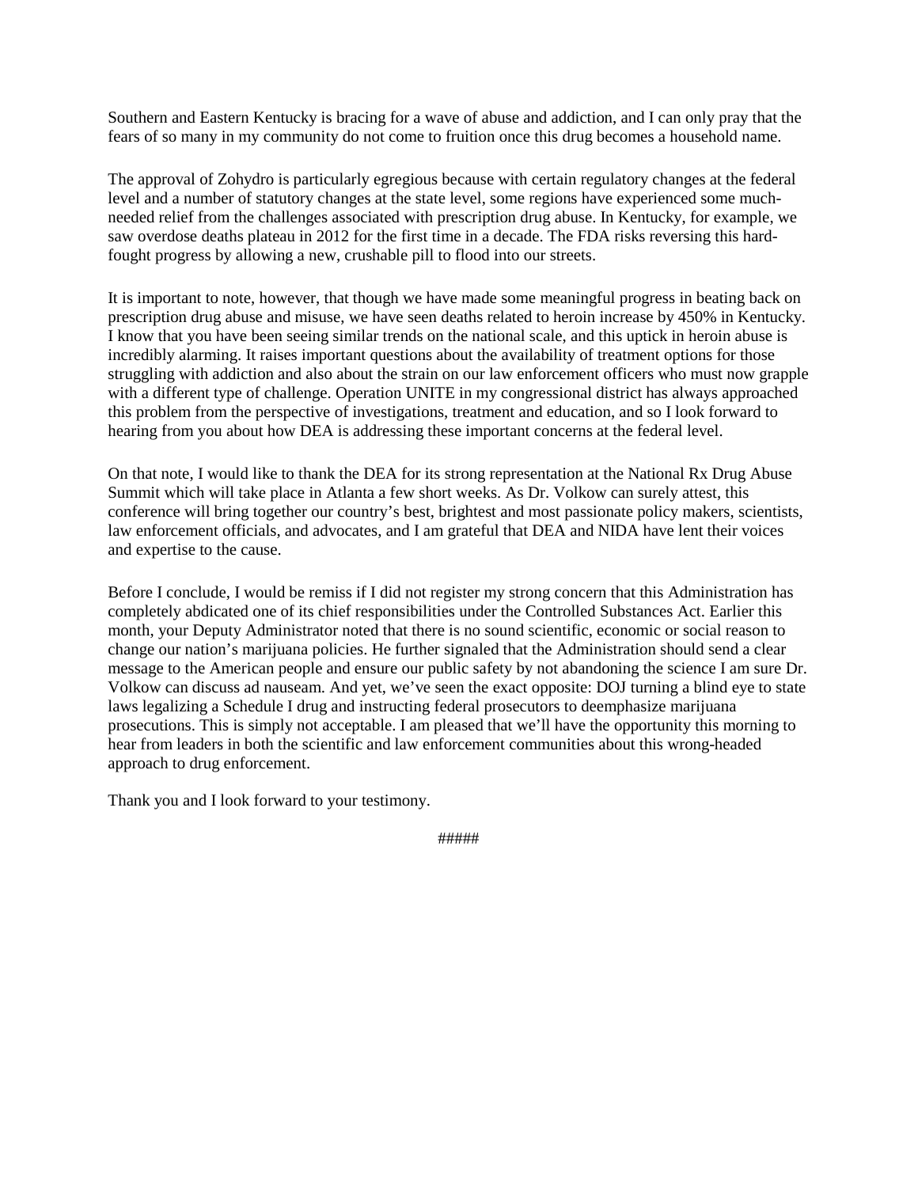Southern and Eastern Kentucky is bracing for a wave of abuse and addiction, and I can only pray that the fears of so many in my community do not come to fruition once this drug becomes a household name.

The approval of Zohydro is particularly egregious because with certain regulatory changes at the federal level and a number of statutory changes at the state level, some regions have experienced some much-needed relief from the challenges associated with prescription drug abuse. In Kentucky, for example, we saw overdose deaths plateau in 2012 for the first time in a decade. The FDA risks reversing this hard-fought progress by allowing a new, crushable pill to flood into our streets.

It is important to note, however, that though we have made some meaningful progress in beating back on prescription drug abuse and misuse, we have seen deaths related to heroin increase by 450% in Kentucky. I know that you have been seeing similar trends on the national scale, and this uptick in heroin abuse is incredibly alarming. It raises important questions about the availability of treatment options for those struggling with addiction and also about the strain on our law enforcement officers who must now grapple with a different type of challenge. Operation UNITE in my congressional district has always approached this problem from the perspective of investigations, treatment and education, and so I look forward to hearing from you about how DEA is addressing these important concerns at the federal level.

On that note, I would like to thank the DEA for its strong representation at the National Rx Drug Abuse Summit which will take place in Atlanta a few short weeks. As Dr. Volkow can surely attest, this conference will bring together our country's best, brightest and most passionate policy makers, scientists, law enforcement officials, and advocates, and I am grateful that DEA and NIDA have lent their voices and expertise to the cause.

Before I conclude, I would be remiss if I did not register my strong concern that this Administration has completely abdicated one of its chief responsibilities under the Controlled Substances Act. Earlier this month, your Deputy Administrator noted that there is no sound scientific, economic or social reason to change our nation's marijuana policies. He further signaled that the Administration should send a clear message to the American people and ensure our public safety by not abandoning the science I am sure Dr. Volkow can discuss ad nauseam. And yet, we've seen the exact opposite: DOJ turning a blind eye to state laws legalizing a Schedule I drug and instructing federal prosecutors to deemphasize marijuana prosecutions. This is simply not acceptable. I am pleased that we'll have the opportunity this morning to hear from leaders in both the scientific and law enforcement communities about this wrong-headed approach to drug enforcement.

Thank you and I look forward to your testimony.

#####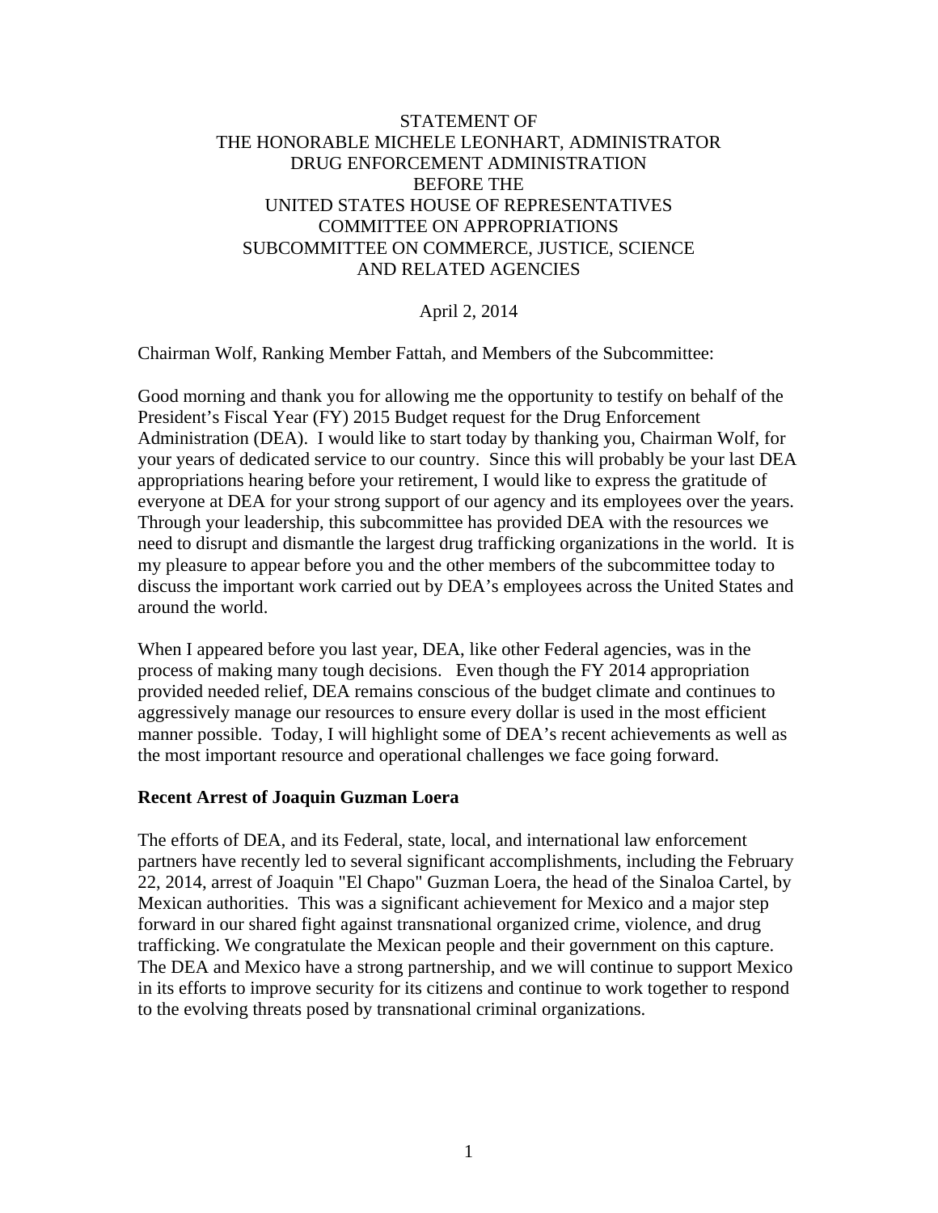STATEMENT OF
THE HONORABLE MICHELE LEONHART, ADMINISTRATOR
DRUG ENFORCEMENT ADMINISTRATION
BEFORE THE
UNITED STATES HOUSE OF REPRESENTATIVES
COMMITTEE ON APPROPRIATIONS
SUBCOMMITTEE ON COMMERCE, JUSTICE, SCIENCE
AND RELATED AGENCIES

April 2, 2014

Chairman Wolf, Ranking Member Fattah, and Members of the Subcommittee:

Good morning and thank you for allowing me the opportunity to testify on behalf of the President's Fiscal Year (FY) 2015 Budget request for the Drug Enforcement Administration (DEA). I would like to start today by thanking you, Chairman Wolf, for your years of dedicated service to our country. Since this will probably be your last DEA appropriations hearing before your retirement, I would like to express the gratitude of everyone at DEA for your strong support of our agency and its employees over the years. Through your leadership, this subcommittee has provided DEA with the resources we need to disrupt and dismantle the largest drug trafficking organizations in the world. It is my pleasure to appear before you and the other members of the subcommittee today to discuss the important work carried out by DEA's employees across the United States and around the world.

When I appeared before you last year, DEA, like other Federal agencies, was in the process of making many tough decisions. Even though the FY 2014 appropriation provided needed relief, DEA remains conscious of the budget climate and continues to aggressively manage our resources to ensure every dollar is used in the most efficient manner possible. Today, I will highlight some of DEA's recent achievements as well as the most important resource and operational challenges we face going forward.

**Recent Arrest of Joaquin Guzman Loera**

The efforts of DEA, and its Federal, state, local, and international law enforcement partners have recently led to several significant accomplishments, including the February 22, 2014, arrest of Joaquin "El Chapo" Guzman Loera, the head of the Sinaloa Cartel, by Mexican authorities. This was a significant achievement for Mexico and a major step forward in our shared fight against transnational organized crime, violence, and drug trafficking. We congratulate the Mexican people and their government on this capture. The DEA and Mexico have a strong partnership, and we will continue to support Mexico in its efforts to improve security for its citizens and continue to work together to respond to the evolving threats posed by transnational criminal organizations.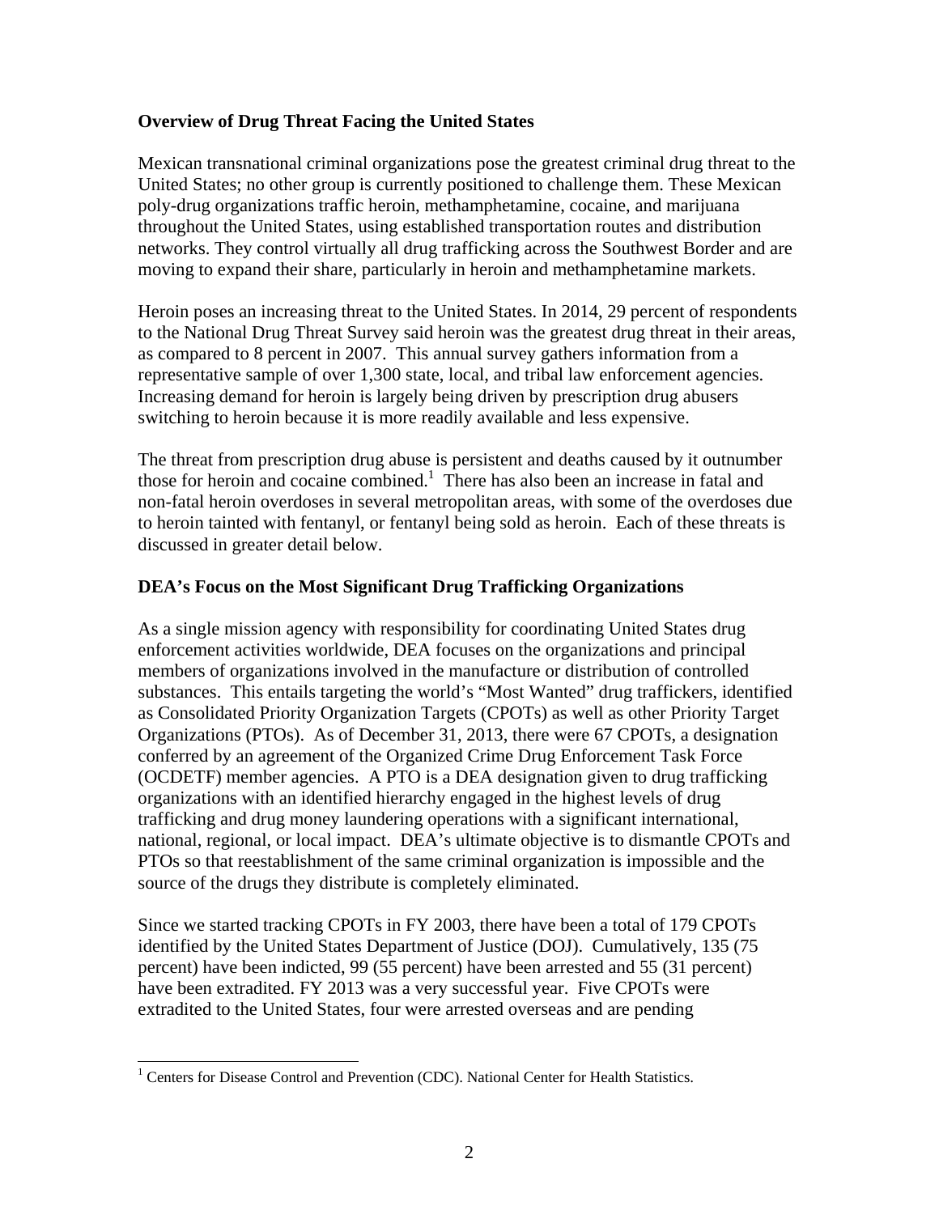**Overview of Drug Threat Facing the United States**

Mexican transnational criminal organizations pose the greatest criminal drug threat to the United States; no other group is currently positioned to challenge them. These Mexican poly-drug organizations traffic heroin, methamphetamine, cocaine, and marijuana throughout the United States, using established transportation routes and distribution networks. They control virtually all drug trafficking across the Southwest Border and are moving to expand their share, particularly in heroin and methamphetamine markets.

Heroin poses an increasing threat to the United States. In 2014, 29 percent of respondents to the National Drug Threat Survey said heroin was the greatest drug threat in their areas, as compared to 8 percent in 2007. This annual survey gathers information from a representative sample of over 1,300 state, local, and tribal law enforcement agencies. Increasing demand for heroin is largely being driven by prescription drug abusers switching to heroin because it is more readily available and less expensive.

The threat from prescription drug abuse is persistent and deaths caused by it outnumber those for heroin and cocaine combined.[1] There has also been an increase in fatal and non-fatal heroin overdoses in several metropolitan areas, with some of the overdoses due to heroin tainted with fentanyl, or fentanyl being sold as heroin. Each of these threats is discussed in greater detail below.

**DEA's Focus on the Most Significant Drug Trafficking Organizations**

As a single mission agency with responsibility for coordinating United States drug enforcement activities worldwide, DEA focuses on the organizations and principal members of organizations involved in the manufacture or distribution of controlled substances. This entails targeting the world's "Most Wanted" drug traffickers, identified as Consolidated Priority Organization Targets (CPOTs) as well as other Priority Target Organizations (PTOs). As of December 31, 2013, there were 67 CPOTs, a designation conferred by an agreement of the Organized Crime Drug Enforcement Task Force (OCDETF) member agencies. A PTO is a DEA designation given to drug trafficking organizations with an identified hierarchy engaged in the highest levels of drug trafficking and drug money laundering operations with a significant international, national, regional, or local impact. DEA's ultimate objective is to dismantle CPOTs and PTOs so that reestablishment of the same criminal organization is impossible and the source of the drugs they distribute is completely eliminated.

Since we started tracking CPOTs in FY 2003, there have been a total of 179 CPOTs identified by the United States Department of Justice (DOJ). Cumulatively, 135 (75 percent) have been indicted, 99 (55 percent) have been arrested and 55 (31 percent) have been extradited. FY 2013 was a very successful year. Five CPOTs were extradited to the United States, four were arrested overseas and are pending

[1] Centers for Disease Control and Prevention (CDC). National Center for Health Statistics.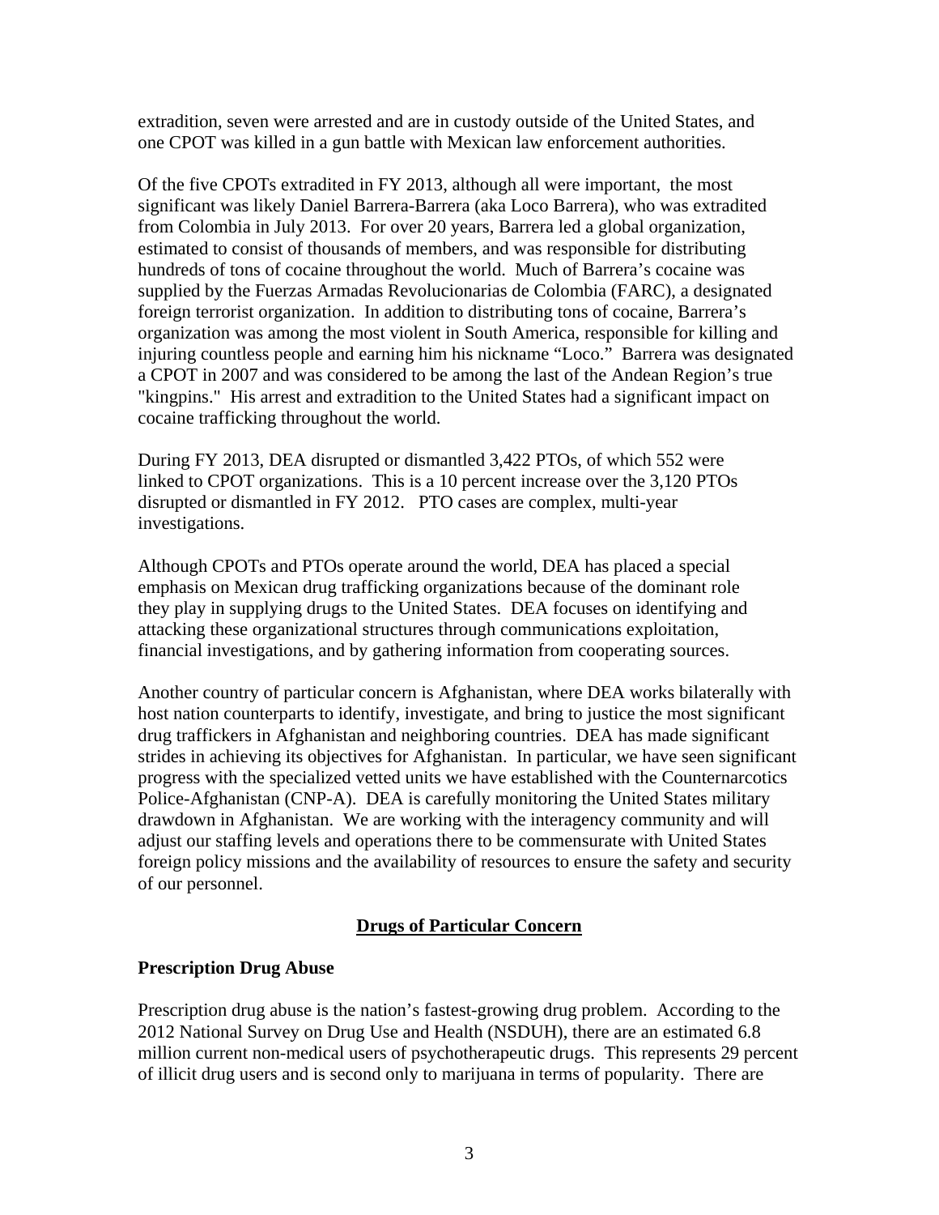extradition, seven were arrested and are in custody outside of the United States, and one CPOT was killed in a gun battle with Mexican law enforcement authorities.

Of the five CPOTs extradited in FY 2013, although all were important, the most significant was likely Daniel Barrera-Barrera (aka Loco Barrera), who was extradited from Colombia in July 2013. For over 20 years, Barrera led a global organization, estimated to consist of thousands of members, and was responsible for distributing hundreds of tons of cocaine throughout the world. Much of Barrera's cocaine was supplied by the Fuerzas Armadas Revolucionarias de Colombia (FARC), a designated foreign terrorist organization. In addition to distributing tons of cocaine, Barrera's organization was among the most violent in South America, responsible for killing and injuring countless people and earning him his nickname "Loco." Barrera was designated a CPOT in 2007 and was considered to be among the last of the Andean Region's true "kingpins." His arrest and extradition to the United States had a significant impact on cocaine trafficking throughout the world.

During FY 2013, DEA disrupted or dismantled 3,422 PTOs, of which 552 were linked to CPOT organizations. This is a 10 percent increase over the 3,120 PTOs disrupted or dismantled in FY 2012. PTO cases are complex, multi-year investigations.

Although CPOTs and PTOs operate around the world, DEA has placed a special emphasis on Mexican drug trafficking organizations because of the dominant role they play in supplying drugs to the United States. DEA focuses on identifying and attacking these organizational structures through communications exploitation, financial investigations, and by gathering information from cooperating sources.

Another country of particular concern is Afghanistan, where DEA works bilaterally with host nation counterparts to identify, investigate, and bring to justice the most significant drug traffickers in Afghanistan and neighboring countries. DEA has made significant strides in achieving its objectives for Afghanistan. In particular, we have seen significant progress with the specialized vetted units we have established with the Counternarcotics Police-Afghanistan (CNP-A). DEA is carefully monitoring the United States military drawdown in Afghanistan. We are working with the interagency community and will adjust our staffing levels and operations there to be commensurate with United States foreign policy missions and the availability of resources to ensure the safety and security of our personnel.

## Drugs of Particular Concern

### Prescription Drug Abuse

Prescription drug abuse is the nation's fastest-growing drug problem. According to the 2012 National Survey on Drug Use and Health (NSDUH), there are an estimated 6.8 million current non-medical users of psychotherapeutic drugs. This represents 29 percent of illicit drug users and is second only to marijuana in terms of popularity. There are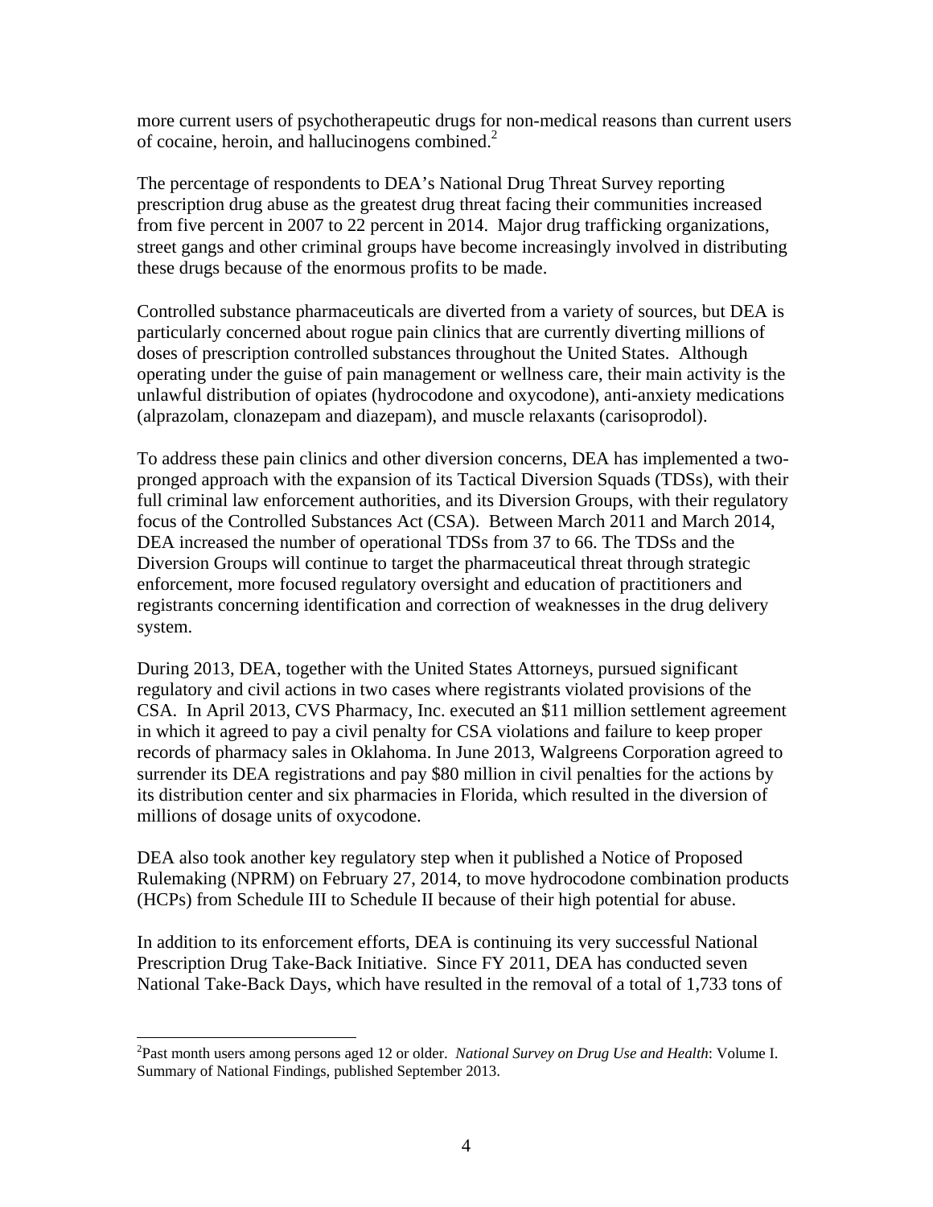more current users of psychotherapeutic drugs for non-medical reasons than current users of cocaine, heroin, and hallucinogens combined.[2]

The percentage of respondents to DEA's National Drug Threat Survey reporting prescription drug abuse as the greatest drug threat facing their communities increased from five percent in 2007 to 22 percent in 2014. Major drug trafficking organizations, street gangs and other criminal groups have become increasingly involved in distributing these drugs because of the enormous profits to be made.

Controlled substance pharmaceuticals are diverted from a variety of sources, but DEA is particularly concerned about rogue pain clinics that are currently diverting millions of doses of prescription controlled substances throughout the United States. Although operating under the guise of pain management or wellness care, their main activity is the unlawful distribution of opiates (hydrocodone and oxycodone), anti-anxiety medications (alprazolam, clonazepam and diazepam), and muscle relaxants (carisoprodol).

To address these pain clinics and other diversion concerns, DEA has implemented a two-pronged approach with the expansion of its Tactical Diversion Squads (TDSs), with their full criminal law enforcement authorities, and its Diversion Groups, with their regulatory focus of the Controlled Substances Act (CSA). Between March 2011 and March 2014, DEA increased the number of operational TDSs from 37 to 66. The TDSs and the Diversion Groups will continue to target the pharmaceutical threat through strategic enforcement, more focused regulatory oversight and education of practitioners and registrants concerning identification and correction of weaknesses in the drug delivery system.

During 2013, DEA, together with the United States Attorneys, pursued significant regulatory and civil actions in two cases where registrants violated provisions of the CSA. In April 2013, CVS Pharmacy, Inc. executed an $11 million settlement agreement in which it agreed to pay a civil penalty for CSA violations and failure to keep proper records of pharmacy sales in Oklahoma. In June 2013, Walgreens Corporation agreed to surrender its DEA registrations and pay $80 million in civil penalties for the actions by its distribution center and six pharmacies in Florida, which resulted in the diversion of millions of dosage units of oxycodone.

DEA also took another key regulatory step when it published a Notice of Proposed Rulemaking (NPRM) on February 27, 2014, to move hydrocodone combination products (HCPs) from Schedule III to Schedule II because of their high potential for abuse.

In addition to its enforcement efforts, DEA is continuing its very successful National Prescription Drug Take-Back Initiative. Since FY 2011, DEA has conducted seven National Take-Back Days, which have resulted in the removal of a total of 1,733 tons of

[2] Past month users among persons aged 12 or older. *National Survey on Drug Use and Health*: Volume I. Summary of National Findings, published September 2013.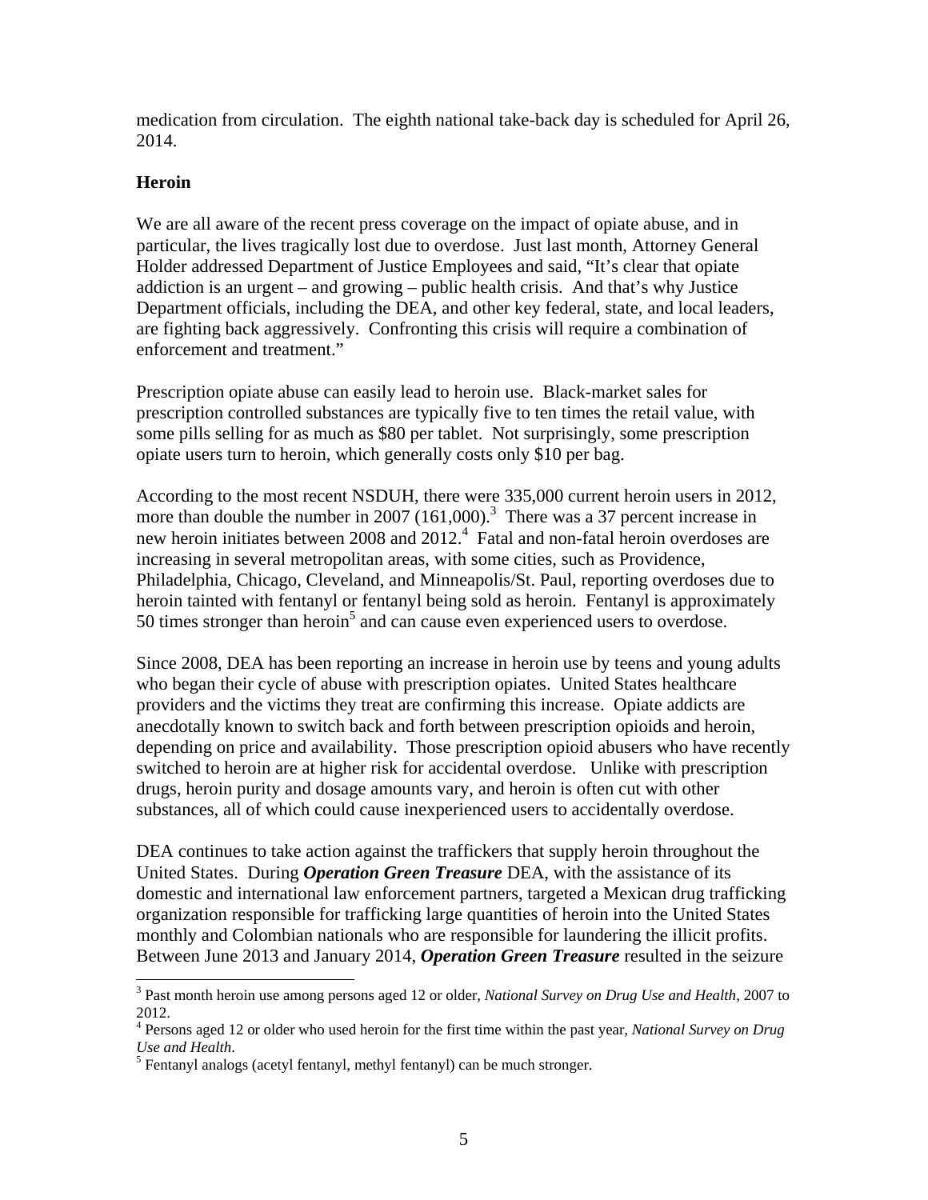medication from circulation. The eighth national take-back day is scheduled for April 26, 2014.

## Heroin

We are all aware of the recent press coverage on the impact of opiate abuse, and in particular, the lives tragically lost due to overdose. Just last month, Attorney General Holder addressed Department of Justice Employees and said, "It's clear that opiate addiction is an urgent – and growing – public health crisis. And that's why Justice Department officials, including the DEA, and other key federal, state, and local leaders, are fighting back aggressively. Confronting this crisis will require a combination of enforcement and treatment."

Prescription opiate abuse can easily lead to heroin use. Black-market sales for prescription controlled substances are typically five to ten times the retail value, with some pills selling for as much as $80 per tablet. Not surprisingly, some prescription opiate users turn to heroin, which generally costs only $10 per bag.

According to the most recent NSDUH, there were 335,000 current heroin users in 2012, more than double the number in 2007 (161,000).[3] There was a 37 percent increase in new heroin initiates between 2008 and 2012.[4] Fatal and non-fatal heroin overdoses are increasing in several metropolitan areas, with some cities, such as Providence, Philadelphia, Chicago, Cleveland, and Minneapolis/St. Paul, reporting overdoses due to heroin tainted with fentanyl or fentanyl being sold as heroin. Fentanyl is approximately 50 times stronger than heroin[5] and can cause even experienced users to overdose.

Since 2008, DEA has been reporting an increase in heroin use by teens and young adults who began their cycle of abuse with prescription opiates. United States healthcare providers and the victims they treat are confirming this increase. Opiate addicts are anecdotally known to switch back and forth between prescription opioids and heroin, depending on price and availability. Those prescription opioid abusers who have recently switched to heroin are at higher risk for accidental overdose. Unlike with prescription drugs, heroin purity and dosage amounts vary, and heroin is often cut with other substances, all of which could cause inexperienced users to accidentally overdose.

DEA continues to take action against the traffickers that supply heroin throughout the United States. During ***Operation Green Treasure*** DEA, with the assistance of its domestic and international law enforcement partners, targeted a Mexican drug trafficking organization responsible for trafficking large quantities of heroin into the United States monthly and Colombian nationals who are responsible for laundering the illicit profits. Between June 2013 and January 2014, ***Operation Green Treasure*** resulted in the seizure

---

[3] Past month heroin use among persons aged 12 or older, *National Survey on Drug Use and Health*, 2007 to 2012.

[4] Persons aged 12 or older who used heroin for the first time within the past year, *National Survey on Drug Use and Health*.

[5] Fentanyl analogs (acetyl fentanyl, methyl fentanyl) can be much stronger.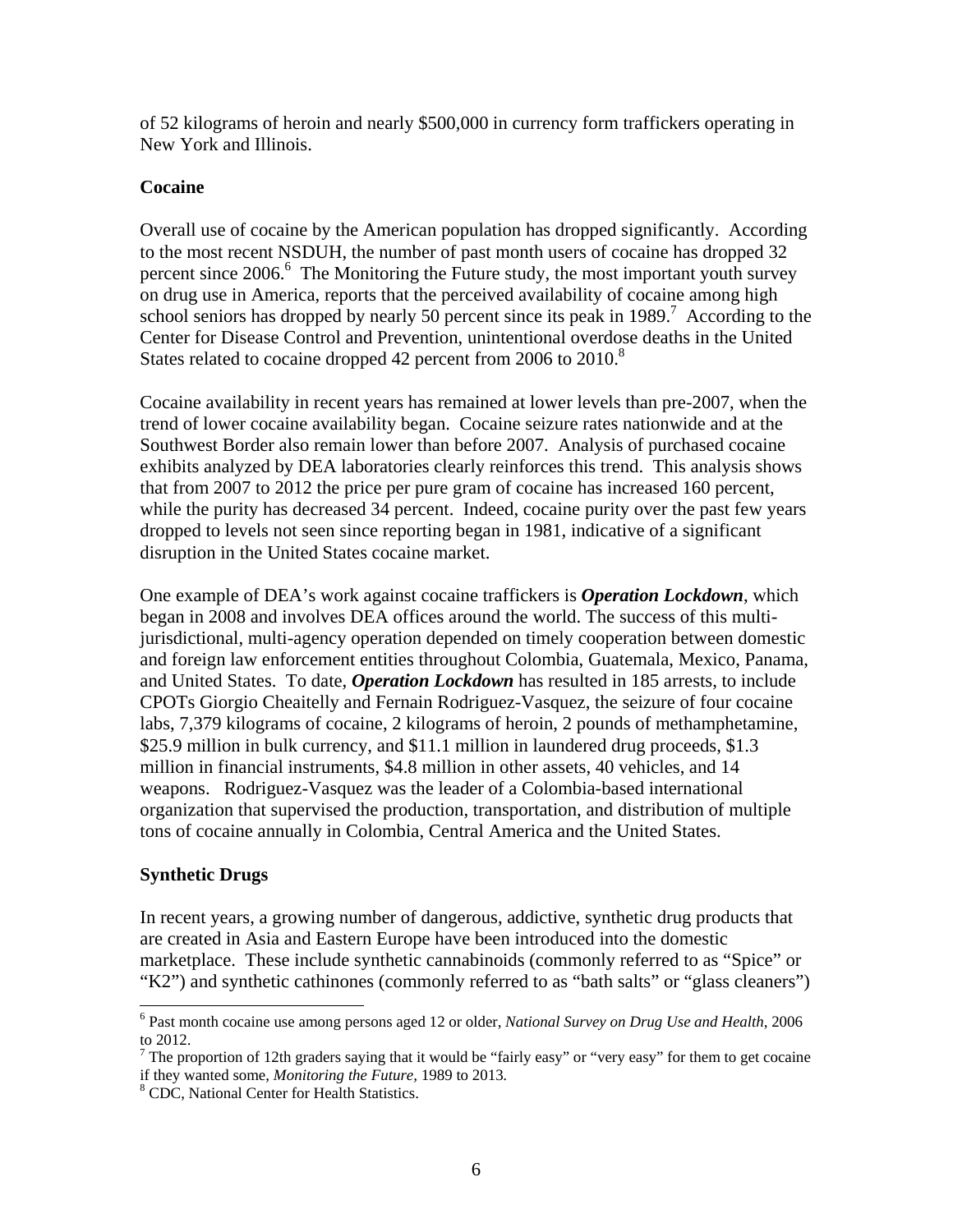of 52 kilograms of heroin and nearly $500,000 in currency form traffickers operating in New York and Illinois.

**Cocaine**

Overall use of cocaine by the American population has dropped significantly. According to the most recent NSDUH, the number of past month users of cocaine has dropped 32 percent since 2006.[6] The Monitoring the Future study, the most important youth survey on drug use in America, reports that the perceived availability of cocaine among high school seniors has dropped by nearly 50 percent since its peak in 1989.[7] According to the Center for Disease Control and Prevention, unintentional overdose deaths in the United States related to cocaine dropped 42 percent from 2006 to 2010.[8]

Cocaine availability in recent years has remained at lower levels than pre-2007, when the trend of lower cocaine availability began. Cocaine seizure rates nationwide and at the Southwest Border also remain lower than before 2007. Analysis of purchased cocaine exhibits analyzed by DEA laboratories clearly reinforces this trend. This analysis shows that from 2007 to 2012 the price per pure gram of cocaine has increased 160 percent, while the purity has decreased 34 percent. Indeed, cocaine purity over the past few years dropped to levels not seen since reporting began in 1981, indicative of a significant disruption in the United States cocaine market.

One example of DEA's work against cocaine traffickers is ***Operation Lockdown***, which began in 2008 and involves DEA offices around the world. The success of this multi-jurisdictional, multi-agency operation depended on timely cooperation between domestic and foreign law enforcement entities throughout Colombia, Guatemala, Mexico, Panama, and United States. To date, ***Operation Lockdown*** has resulted in 185 arrests, to include CPOTs Giorgio Cheaitelly and Fernain Rodriguez-Vasquez, the seizure of four cocaine labs, 7,379 kilograms of cocaine, 2 kilograms of heroin, 2 pounds of methamphetamine, $25.9 million in bulk currency, and $11.1 million in laundered drug proceeds, $1.3 million in financial instruments, $4.8 million in other assets, 40 vehicles, and 14 weapons. Rodriguez-Vasquez was the leader of a Colombia-based international organization that supervised the production, transportation, and distribution of multiple tons of cocaine annually in Colombia, Central America and the United States.

**Synthetic Drugs**

In recent years, a growing number of dangerous, addictive, synthetic drug products that are created in Asia and Eastern Europe have been introduced into the domestic marketplace. These include synthetic cannabinoids (commonly referred to as "Spice" or "K2") and synthetic cathinones (commonly referred to as "bath salts" or "glass cleaners")

---

[6] Past month cocaine use among persons aged 12 or older, *National Survey on Drug Use and Health*, 2006 to 2012.

[7] The proportion of 12th graders saying that it would be "fairly easy" or "very easy" for them to get cocaine if they wanted some, *Monitoring the Future*, 1989 to 2013.

[8] CDC, National Center for Health Statistics.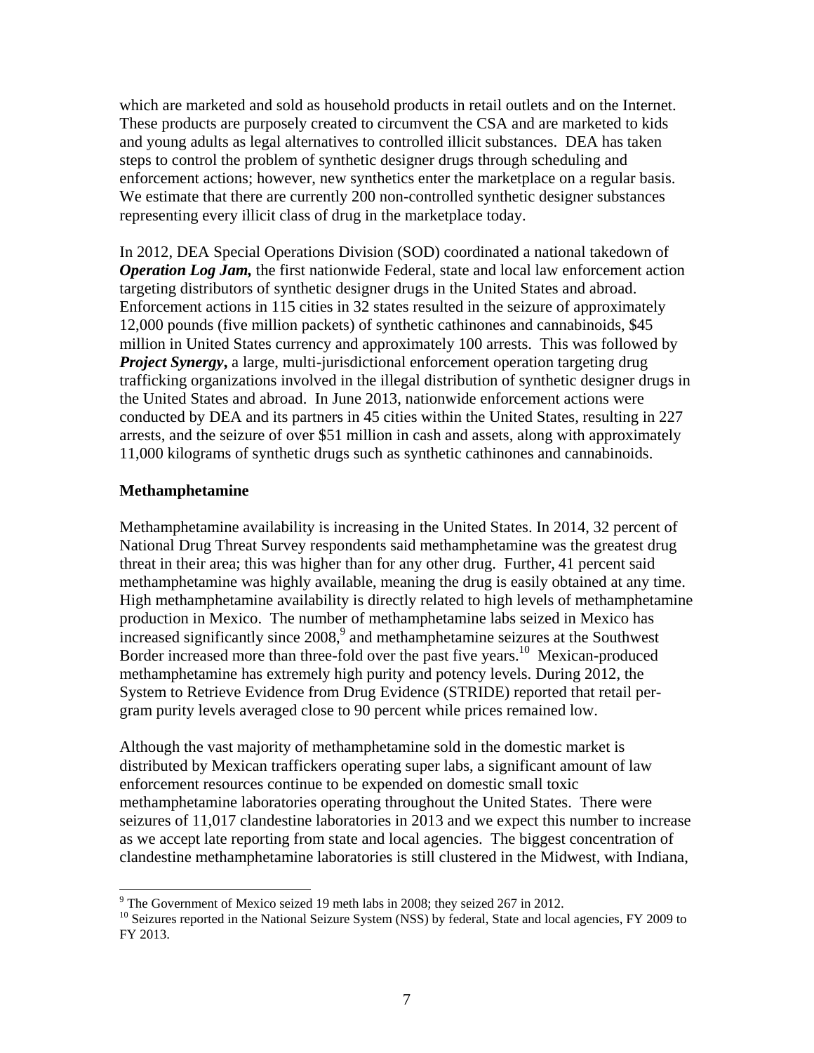which are marketed and sold as household products in retail outlets and on the Internet. These products are purposely created to circumvent the CSA and are marketed to kids and young adults as legal alternatives to controlled illicit substances. DEA has taken steps to control the problem of synthetic designer drugs through scheduling and enforcement actions; however, new synthetics enter the marketplace on a regular basis. We estimate that there are currently 200 non-controlled synthetic designer substances representing every illicit class of drug in the marketplace today.

In 2012, DEA Special Operations Division (SOD) coordinated a national takedown of ***Operation Log Jam,*** the first nationwide Federal, state and local law enforcement action targeting distributors of synthetic designer drugs in the United States and abroad. Enforcement actions in 115 cities in 32 states resulted in the seizure of approximately 12,000 pounds (five million packets) of synthetic cathinones and cannabinoids, $45 million in United States currency and approximately 100 arrests. This was followed by ***Project Synergy*****,** a large, multi-jurisdictional enforcement operation targeting drug trafficking organizations involved in the illegal distribution of synthetic designer drugs in the United States and abroad. In June 2013, nationwide enforcement actions were conducted by DEA and its partners in 45 cities within the United States, resulting in 227 arrests, and the seizure of over $51 million in cash and assets, along with approximately 11,000 kilograms of synthetic drugs such as synthetic cathinones and cannabinoids.

**Methamphetamine**

Methamphetamine availability is increasing in the United States. In 2014, 32 percent of National Drug Threat Survey respondents said methamphetamine was the greatest drug threat in their area; this was higher than for any other drug. Further, 41 percent said methamphetamine was highly available, meaning the drug is easily obtained at any time. High methamphetamine availability is directly related to high levels of methamphetamine production in Mexico. The number of methamphetamine labs seized in Mexico has increased significantly since 2008,[9] and methamphetamine seizures at the Southwest Border increased more than three-fold over the past five years.[10] Mexican-produced methamphetamine has extremely high purity and potency levels. During 2012, the System to Retrieve Evidence from Drug Evidence (STRIDE) reported that retail per-gram purity levels averaged close to 90 percent while prices remained low.

Although the vast majority of methamphetamine sold in the domestic market is distributed by Mexican traffickers operating super labs, a significant amount of law enforcement resources continue to be expended on domestic small toxic methamphetamine laboratories operating throughout the United States. There were seizures of 11,017 clandestine laboratories in 2013 and we expect this number to increase as we accept late reporting from state and local agencies. The biggest concentration of clandestine methamphetamine laboratories is still clustered in the Midwest, with Indiana,

---

[9] The Government of Mexico seized 19 meth labs in 2008; they seized 267 in 2012.

[10] Seizures reported in the National Seizure System (NSS) by federal, State and local agencies, FY 2009 to FY 2013.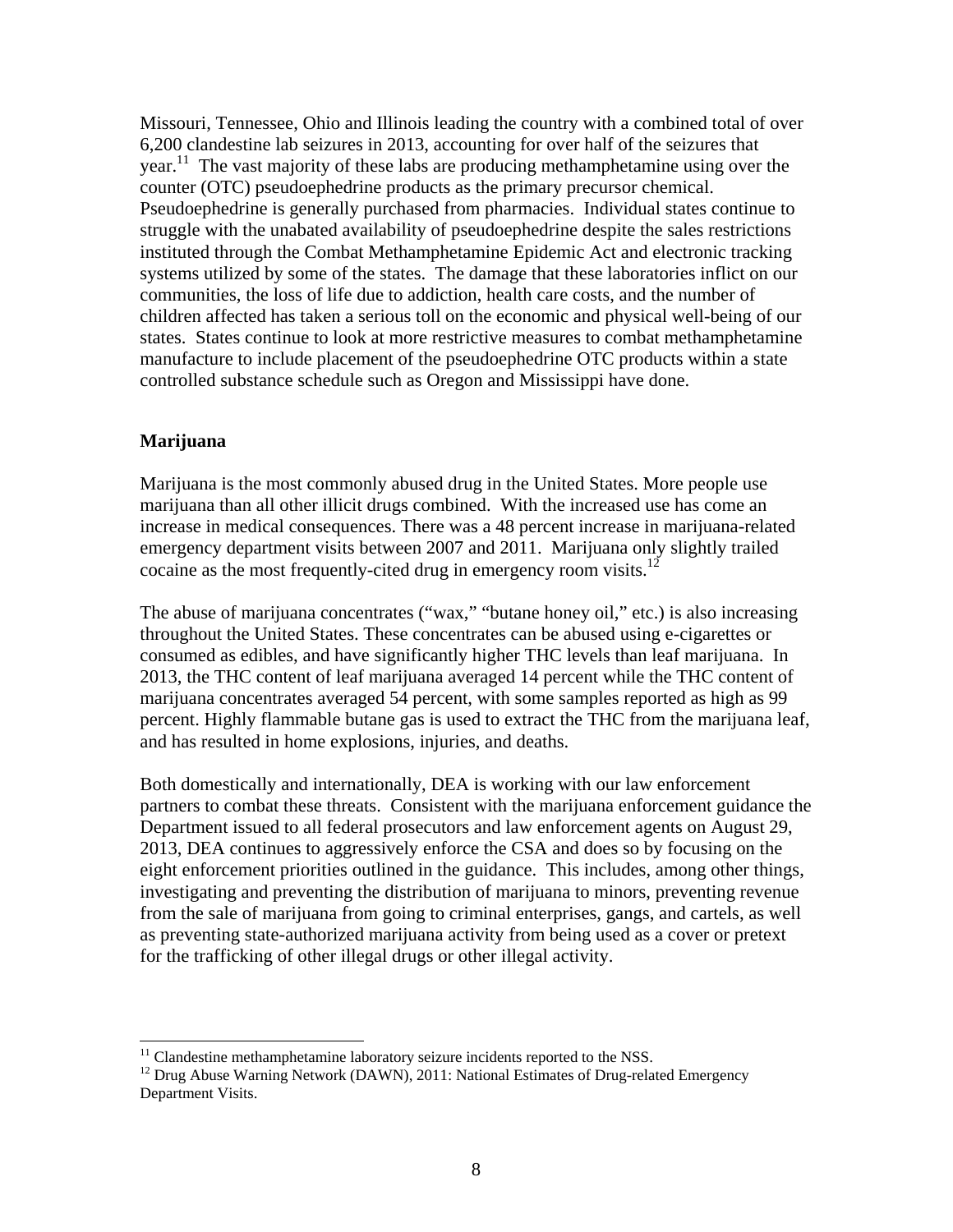Missouri, Tennessee, Ohio and Illinois leading the country with a combined total of over 6,200 clandestine lab seizures in 2013, accounting for over half of the seizures that year.[11] The vast majority of these labs are producing methamphetamine using over the counter (OTC) pseudoephedrine products as the primary precursor chemical. Pseudoephedrine is generally purchased from pharmacies. Individual states continue to struggle with the unabated availability of pseudoephedrine despite the sales restrictions instituted through the Combat Methamphetamine Epidemic Act and electronic tracking systems utilized by some of the states. The damage that these laboratories inflict on our communities, the loss of life due to addiction, health care costs, and the number of children affected has taken a serious toll on the economic and physical well-being of our states. States continue to look at more restrictive measures to combat methamphetamine manufacture to include placement of the pseudoephedrine OTC products within a state controlled substance schedule such as Oregon and Mississippi have done.

**Marijuana**

Marijuana is the most commonly abused drug in the United States. More people use marijuana than all other illicit drugs combined. With the increased use has come an increase in medical consequences. There was a 48 percent increase in marijuana-related emergency department visits between 2007 and 2011. Marijuana only slightly trailed cocaine as the most frequently-cited drug in emergency room visits.[12]

The abuse of marijuana concentrates ("wax," "butane honey oil," etc.) is also increasing throughout the United States. These concentrates can be abused using e-cigarettes or consumed as edibles, and have significantly higher THC levels than leaf marijuana. In 2013, the THC content of leaf marijuana averaged 14 percent while the THC content of marijuana concentrates averaged 54 percent, with some samples reported as high as 99 percent. Highly flammable butane gas is used to extract the THC from the marijuana leaf, and has resulted in home explosions, injuries, and deaths.

Both domestically and internationally, DEA is working with our law enforcement partners to combat these threats. Consistent with the marijuana enforcement guidance the Department issued to all federal prosecutors and law enforcement agents on August 29, 2013, DEA continues to aggressively enforce the CSA and does so by focusing on the eight enforcement priorities outlined in the guidance. This includes, among other things, investigating and preventing the distribution of marijuana to minors, preventing revenue from the sale of marijuana from going to criminal enterprises, gangs, and cartels, as well as preventing state-authorized marijuana activity from being used as a cover or pretext for the trafficking of other illegal drugs or other illegal activity.

---

[11] Clandestine methamphetamine laboratory seizure incidents reported to the NSS.

[12] Drug Abuse Warning Network (DAWN), 2011: National Estimates of Drug-related Emergency Department Visits.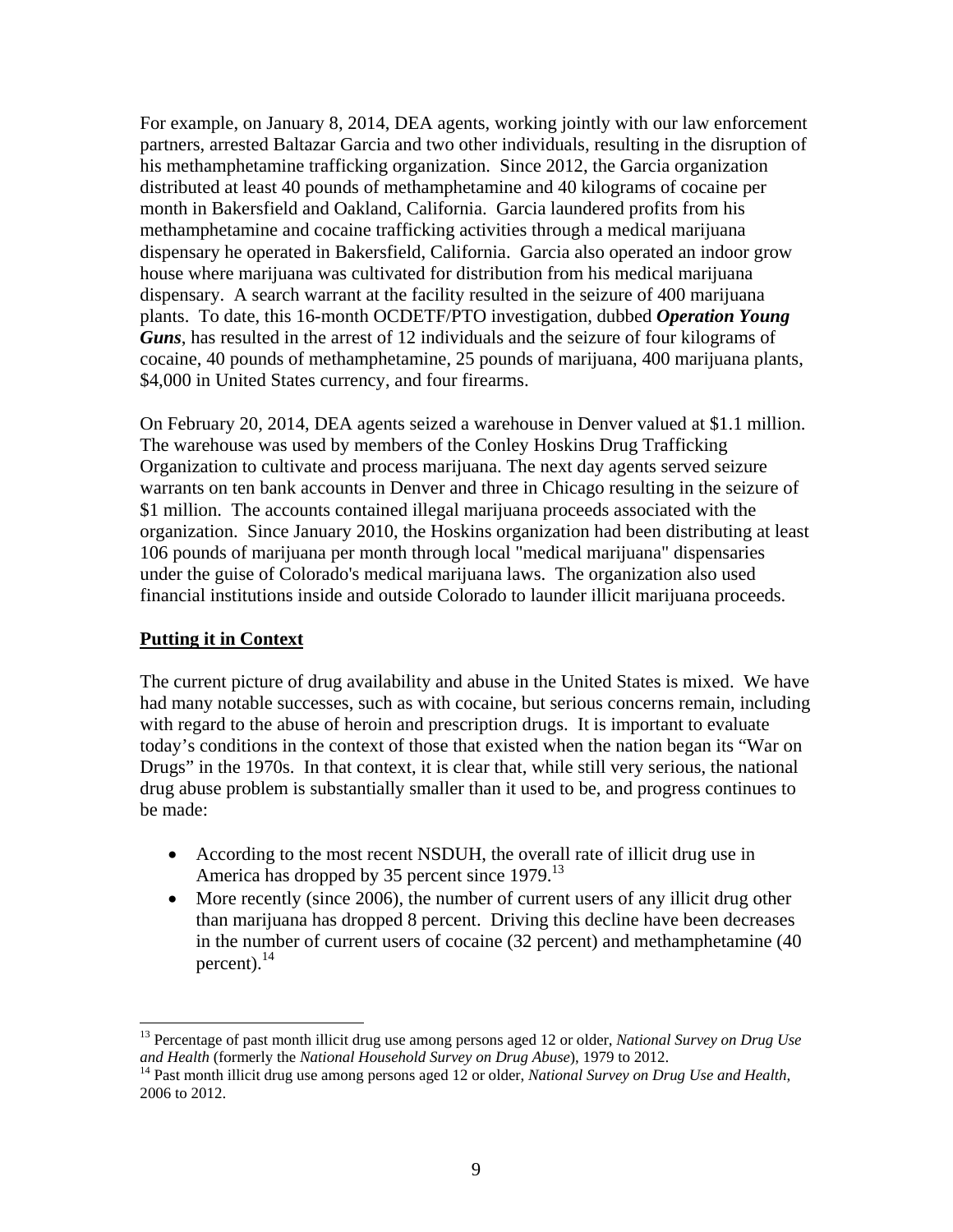For example, on January 8, 2014, DEA agents, working jointly with our law enforcement partners, arrested Baltazar Garcia and two other individuals, resulting in the disruption of his methamphetamine trafficking organization. Since 2012, the Garcia organization distributed at least 40 pounds of methamphetamine and 40 kilograms of cocaine per month in Bakersfield and Oakland, California. Garcia laundered profits from his methamphetamine and cocaine trafficking activities through a medical marijuana dispensary he operated in Bakersfield, California. Garcia also operated an indoor grow house where marijuana was cultivated for distribution from his medical marijuana dispensary. A search warrant at the facility resulted in the seizure of 400 marijuana plants. To date, this 16-month OCDETF/PTO investigation, dubbed ***Operation Young Guns***, has resulted in the arrest of 12 individuals and the seizure of four kilograms of cocaine, 40 pounds of methamphetamine, 25 pounds of marijuana, 400 marijuana plants, $4,000 in United States currency, and four firearms.

On February 20, 2014, DEA agents seized a warehouse in Denver valued at $1.1 million. The warehouse was used by members of the Conley Hoskins Drug Trafficking Organization to cultivate and process marijuana. The next day agents served seizure warrants on ten bank accounts in Denver and three in Chicago resulting in the seizure of $1 million. The accounts contained illegal marijuana proceeds associated with the organization. Since January 2010, the Hoskins organization had been distributing at least 106 pounds of marijuana per month through local "medical marijuana" dispensaries under the guise of Colorado's medical marijuana laws. The organization also used financial institutions inside and outside Colorado to launder illicit marijuana proceeds.

## Putting it in Context

The current picture of drug availability and abuse in the United States is mixed. We have had many notable successes, such as with cocaine, but serious concerns remain, including with regard to the abuse of heroin and prescription drugs. It is important to evaluate today's conditions in the context of those that existed when the nation began its "War on Drugs" in the 1970s. In that context, it is clear that, while still very serious, the national drug abuse problem is substantially smaller than it used to be, and progress continues to be made:

- According to the most recent NSDUH, the overall rate of illicit drug use in America has dropped by 35 percent since 1979.[13]
- More recently (since 2006), the number of current users of any illicit drug other than marijuana has dropped 8 percent. Driving this decline have been decreases in the number of current users of cocaine (32 percent) and methamphetamine (40 percent).[14]

---

[13] Percentage of past month illicit drug use among persons aged 12 or older, *National Survey on Drug Use and Health* (formerly the *National Household Survey on Drug Abuse*), 1979 to 2012.

[14] Past month illicit drug use among persons aged 12 or older, *National Survey on Drug Use and Health*, 2006 to 2012.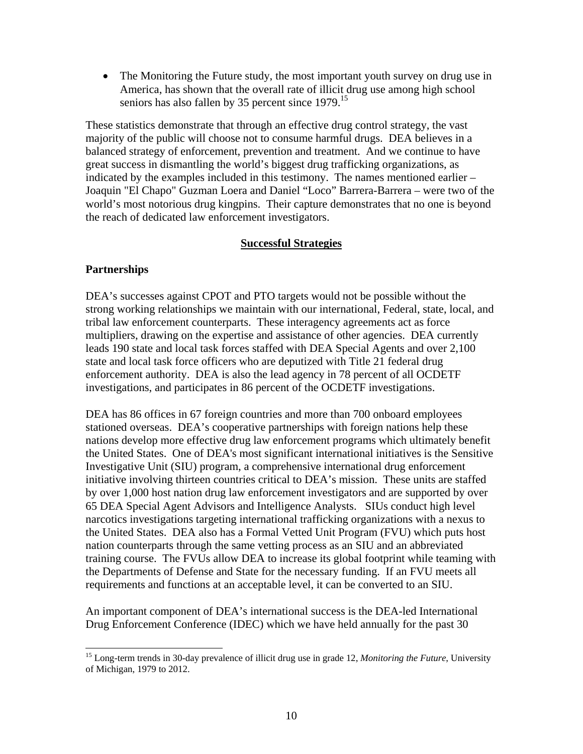- The Monitoring the Future study, the most important youth survey on drug use in America, has shown that the overall rate of illicit drug use among high school seniors has also fallen by 35 percent since 1979.[15]

These statistics demonstrate that through an effective drug control strategy, the vast majority of the public will choose not to consume harmful drugs. DEA believes in a balanced strategy of enforcement, prevention and treatment. And we continue to have great success in dismantling the world's biggest drug trafficking organizations, as indicated by the examples included in this testimony. The names mentioned earlier – Joaquin "El Chapo" Guzman Loera and Daniel "Loco" Barrera-Barrera – were two of the world's most notorious drug kingpins. Their capture demonstrates that no one is beyond the reach of dedicated law enforcement investigators.

## Successful Strategies

### Partnerships

DEA's successes against CPOT and PTO targets would not be possible without the strong working relationships we maintain with our international, Federal, state, local, and tribal law enforcement counterparts. These interagency agreements act as force multipliers, drawing on the expertise and assistance of other agencies. DEA currently leads 190 state and local task forces staffed with DEA Special Agents and over 2,100 state and local task force officers who are deputized with Title 21 federal drug enforcement authority. DEA is also the lead agency in 78 percent of all OCDETF investigations, and participates in 86 percent of the OCDETF investigations.

DEA has 86 offices in 67 foreign countries and more than 700 onboard employees stationed overseas. DEA's cooperative partnerships with foreign nations help these nations develop more effective drug law enforcement programs which ultimately benefit the United States. One of DEA's most significant international initiatives is the Sensitive Investigative Unit (SIU) program, a comprehensive international drug enforcement initiative involving thirteen countries critical to DEA's mission. These units are staffed by over 1,000 host nation drug law enforcement investigators and are supported by over 65 DEA Special Agent Advisors and Intelligence Analysts. SIUs conduct high level narcotics investigations targeting international trafficking organizations with a nexus to the United States. DEA also has a Formal Vetted Unit Program (FVU) which puts host nation counterparts through the same vetting process as an SIU and an abbreviated training course. The FVUs allow DEA to increase its global footprint while teaming with the Departments of Defense and State for the necessary funding. If an FVU meets all requirements and functions at an acceptable level, it can be converted to an SIU.

An important component of DEA's international success is the DEA-led International Drug Enforcement Conference (IDEC) which we have held annually for the past 30

---

[15] Long-term trends in 30-day prevalence of illicit drug use in grade 12, *Monitoring the Future*, University of Michigan, 1979 to 2012.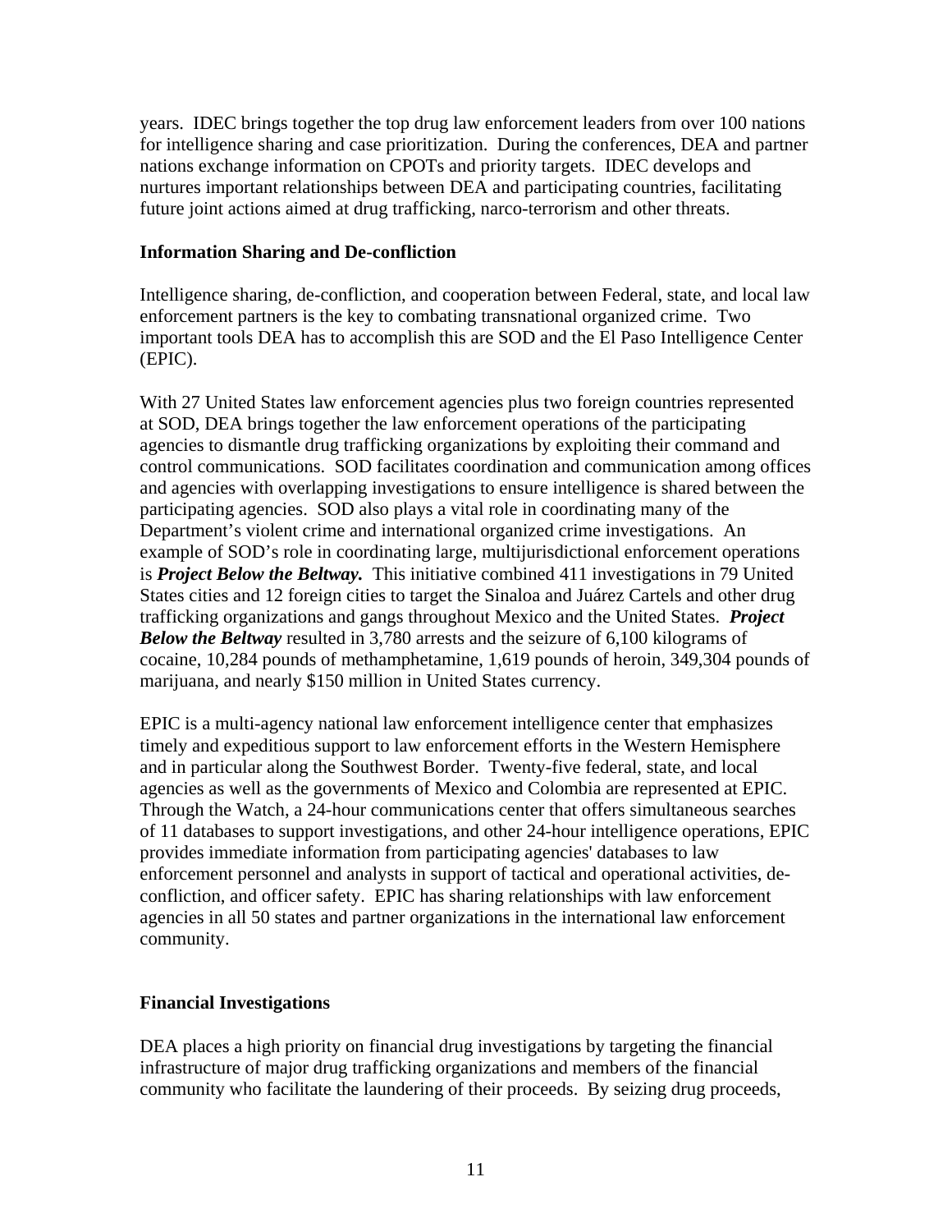years. IDEC brings together the top drug law enforcement leaders from over 100 nations for intelligence sharing and case prioritization. During the conferences, DEA and partner nations exchange information on CPOTs and priority targets. IDEC develops and nurtures important relationships between DEA and participating countries, facilitating future joint actions aimed at drug trafficking, narco-terrorism and other threats.

**Information Sharing and De-confliction**

Intelligence sharing, de-confliction, and cooperation between Federal, state, and local law enforcement partners is the key to combating transnational organized crime. Two important tools DEA has to accomplish this are SOD and the El Paso Intelligence Center (EPIC).

With 27 United States law enforcement agencies plus two foreign countries represented at SOD, DEA brings together the law enforcement operations of the participating agencies to dismantle drug trafficking organizations by exploiting their command and control communications. SOD facilitates coordination and communication among offices and agencies with overlapping investigations to ensure intelligence is shared between the participating agencies. SOD also plays a vital role in coordinating many of the Department's violent crime and international organized crime investigations. An example of SOD's role in coordinating large, multijurisdictional enforcement operations is ***Project Below the Beltway.*** This initiative combined 411 investigations in 79 United States cities and 12 foreign cities to target the Sinaloa and Juárez Cartels and other drug trafficking organizations and gangs throughout Mexico and the United States. ***Project Below the Beltway*** resulted in 3,780 arrests and the seizure of 6,100 kilograms of cocaine, 10,284 pounds of methamphetamine, 1,619 pounds of heroin, 349,304 pounds of marijuana, and nearly $150 million in United States currency.

EPIC is a multi-agency national law enforcement intelligence center that emphasizes timely and expeditious support to law enforcement efforts in the Western Hemisphere and in particular along the Southwest Border. Twenty-five federal, state, and local agencies as well as the governments of Mexico and Colombia are represented at EPIC. Through the Watch, a 24-hour communications center that offers simultaneous searches of 11 databases to support investigations, and other 24-hour intelligence operations, EPIC provides immediate information from participating agencies' databases to law enforcement personnel and analysts in support of tactical and operational activities, de-confliction, and officer safety. EPIC has sharing relationships with law enforcement agencies in all 50 states and partner organizations in the international law enforcement community.

**Financial Investigations**

DEA places a high priority on financial drug investigations by targeting the financial infrastructure of major drug trafficking organizations and members of the financial community who facilitate the laundering of their proceeds. By seizing drug proceeds,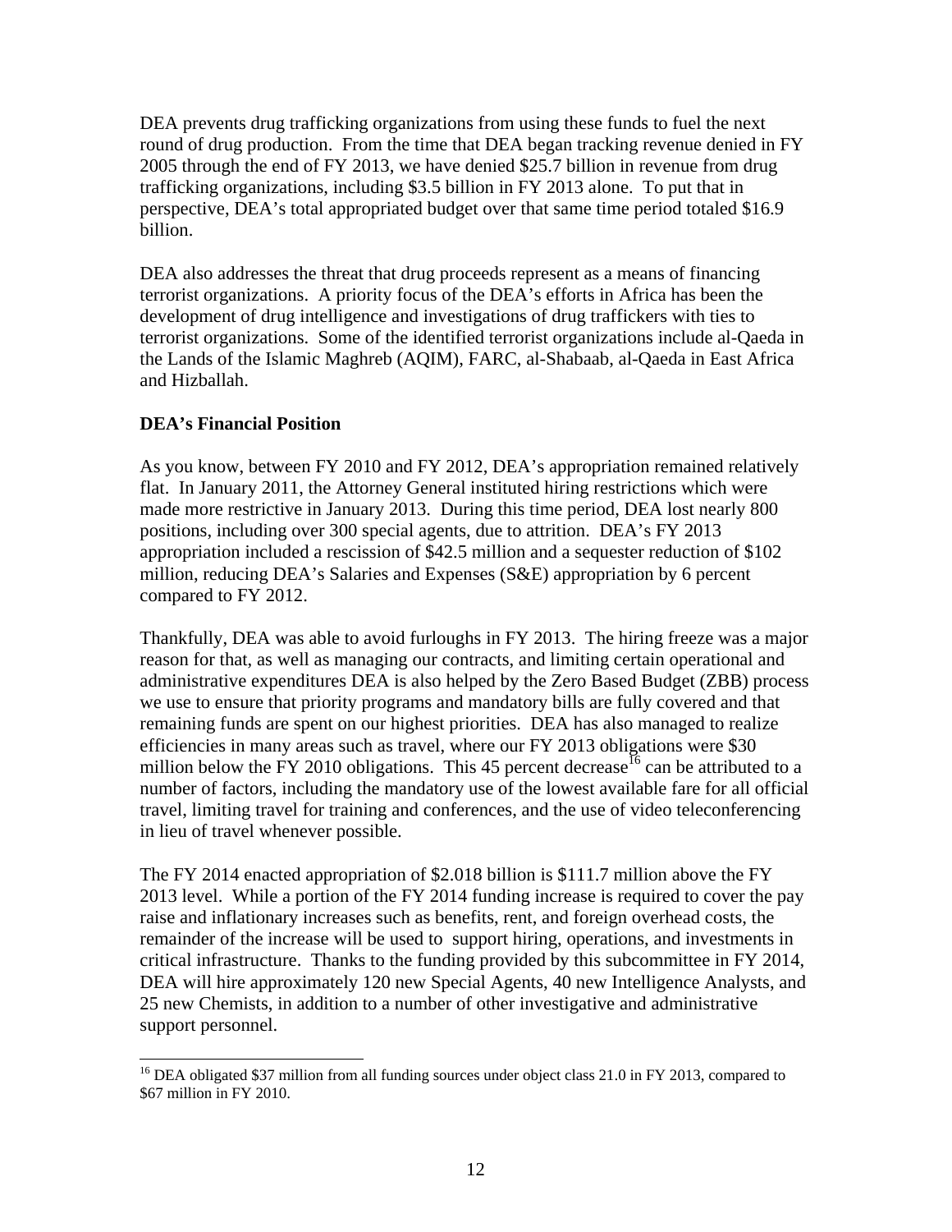DEA prevents drug trafficking organizations from using these funds to fuel the next round of drug production. From the time that DEA began tracking revenue denied in FY 2005 through the end of FY 2013, we have denied $25.7 billion in revenue from drug trafficking organizations, including $3.5 billion in FY 2013 alone. To put that in perspective, DEA's total appropriated budget over that same time period totaled $16.9 billion.

DEA also addresses the threat that drug proceeds represent as a means of financing terrorist organizations. A priority focus of the DEA's efforts in Africa has been the development of drug intelligence and investigations of drug traffickers with ties to terrorist organizations. Some of the identified terrorist organizations include al-Qaeda in the Lands of the Islamic Maghreb (AQIM), FARC, al-Shabaab, al-Qaeda in East Africa and Hizballah.

**DEA's Financial Position**

As you know, between FY 2010 and FY 2012, DEA's appropriation remained relatively flat. In January 2011, the Attorney General instituted hiring restrictions which were made more restrictive in January 2013. During this time period, DEA lost nearly 800 positions, including over 300 special agents, due to attrition. DEA's FY 2013 appropriation included a rescission of $42.5 million and a sequester reduction of $102 million, reducing DEA's Salaries and Expenses (S&E) appropriation by 6 percent compared to FY 2012.

Thankfully, DEA was able to avoid furloughs in FY 2013. The hiring freeze was a major reason for that, as well as managing our contracts, and limiting certain operational and administrative expenditures DEA is also helped by the Zero Based Budget (ZBB) process we use to ensure that priority programs and mandatory bills are fully covered and that remaining funds are spent on our highest priorities. DEA has also managed to realize efficiencies in many areas such as travel, where our FY 2013 obligations were $30 million below the FY 2010 obligations. This 45 percent decrease[16] can be attributed to a number of factors, including the mandatory use of the lowest available fare for all official travel, limiting travel for training and conferences, and the use of video teleconferencing in lieu of travel whenever possible.

The FY 2014 enacted appropriation of $2.018 billion is $111.7 million above the FY 2013 level. While a portion of the FY 2014 funding increase is required to cover the pay raise and inflationary increases such as benefits, rent, and foreign overhead costs, the remainder of the increase will be used to support hiring, operations, and investments in critical infrastructure. Thanks to the funding provided by this subcommittee in FY 2014, DEA will hire approximately 120 new Special Agents, 40 new Intelligence Analysts, and 25 new Chemists, in addition to a number of other investigative and administrative support personnel.

---

[16] DEA obligated $37 million from all funding sources under object class 21.0 in FY 2013, compared to $67 million in FY 2010.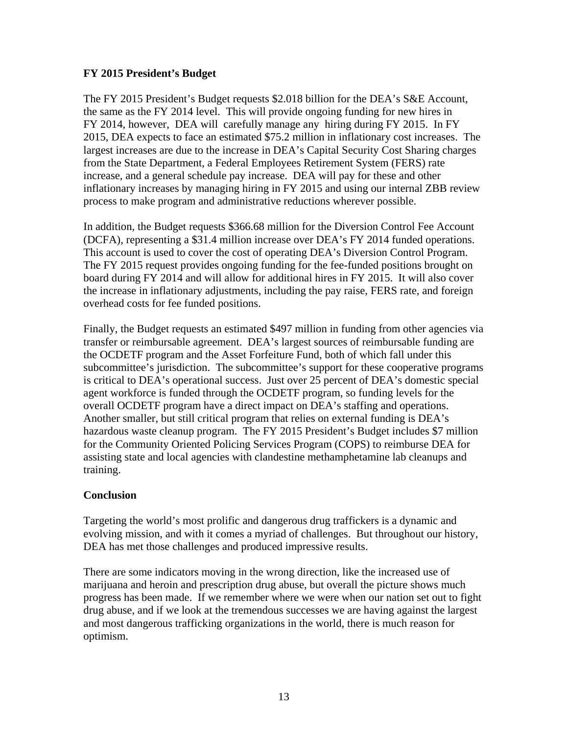**FY 2015 President's Budget**

The FY 2015 President's Budget requests $2.018 billion for the DEA's S&E Account, the same as the FY 2014 level. This will provide ongoing funding for new hires in FY 2014, however, DEA will carefully manage any hiring during FY 2015. In FY 2015, DEA expects to face an estimated $75.2 million in inflationary cost increases. The largest increases are due to the increase in DEA's Capital Security Cost Sharing charges from the State Department, a Federal Employees Retirement System (FERS) rate increase, and a general schedule pay increase. DEA will pay for these and other inflationary increases by managing hiring in FY 2015 and using our internal ZBB review process to make program and administrative reductions wherever possible.

In addition, the Budget requests $366.68 million for the Diversion Control Fee Account (DCFA), representing a $31.4 million increase over DEA's FY 2014 funded operations. This account is used to cover the cost of operating DEA's Diversion Control Program. The FY 2015 request provides ongoing funding for the fee-funded positions brought on board during FY 2014 and will allow for additional hires in FY 2015. It will also cover the increase in inflationary adjustments, including the pay raise, FERS rate, and foreign overhead costs for fee funded positions.

Finally, the Budget requests an estimated $497 million in funding from other agencies via transfer or reimbursable agreement. DEA's largest sources of reimbursable funding are the OCDETF program and the Asset Forfeiture Fund, both of which fall under this subcommittee's jurisdiction. The subcommittee's support for these cooperative programs is critical to DEA's operational success. Just over 25 percent of DEA's domestic special agent workforce is funded through the OCDETF program, so funding levels for the overall OCDETF program have a direct impact on DEA's staffing and operations. Another smaller, but still critical program that relies on external funding is DEA's hazardous waste cleanup program. The FY 2015 President's Budget includes $7 million for the Community Oriented Policing Services Program (COPS) to reimburse DEA for assisting state and local agencies with clandestine methamphetamine lab cleanups and training.

**Conclusion**

Targeting the world's most prolific and dangerous drug traffickers is a dynamic and evolving mission, and with it comes a myriad of challenges. But throughout our history, DEA has met those challenges and produced impressive results.

There are some indicators moving in the wrong direction, like the increased use of marijuana and heroin and prescription drug abuse, but overall the picture shows much progress has been made. If we remember where we were when our nation set out to fight drug abuse, and if we look at the tremendous successes we are having against the largest and most dangerous trafficking organizations in the world, there is much reason for optimism.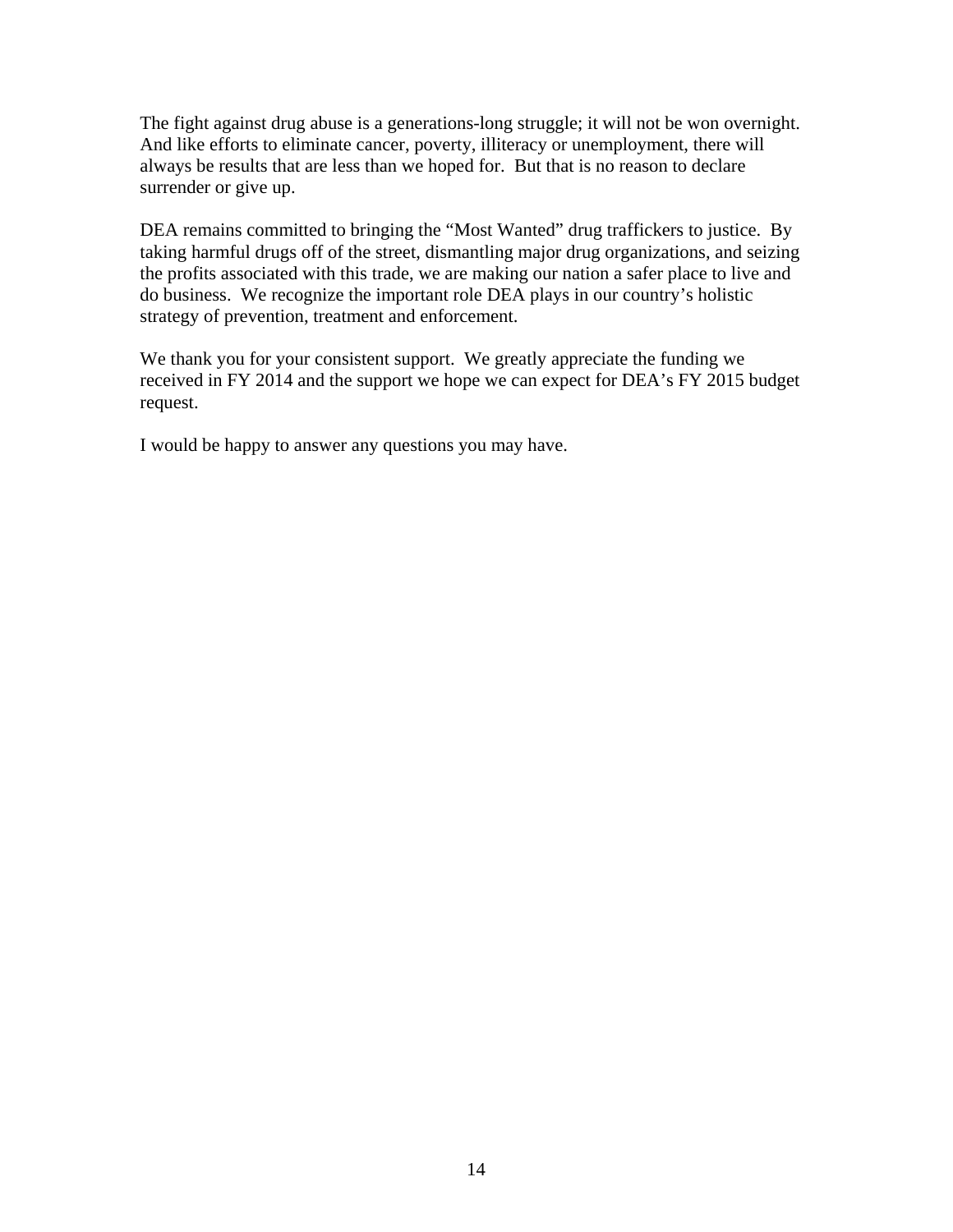The fight against drug abuse is a generations-long struggle; it will not be won overnight. And like efforts to eliminate cancer, poverty, illiteracy or unemployment, there will always be results that are less than we hoped for. But that is no reason to declare surrender or give up.

DEA remains committed to bringing the "Most Wanted" drug traffickers to justice. By taking harmful drugs off of the street, dismantling major drug organizations, and seizing the profits associated with this trade, we are making our nation a safer place to live and do business. We recognize the important role DEA plays in our country's holistic strategy of prevention, treatment and enforcement.

We thank you for your consistent support. We greatly appreciate the funding we received in FY 2014 and the support we hope we can expect for DEA's FY 2015 budget request.

I would be happy to answer any questions you may have.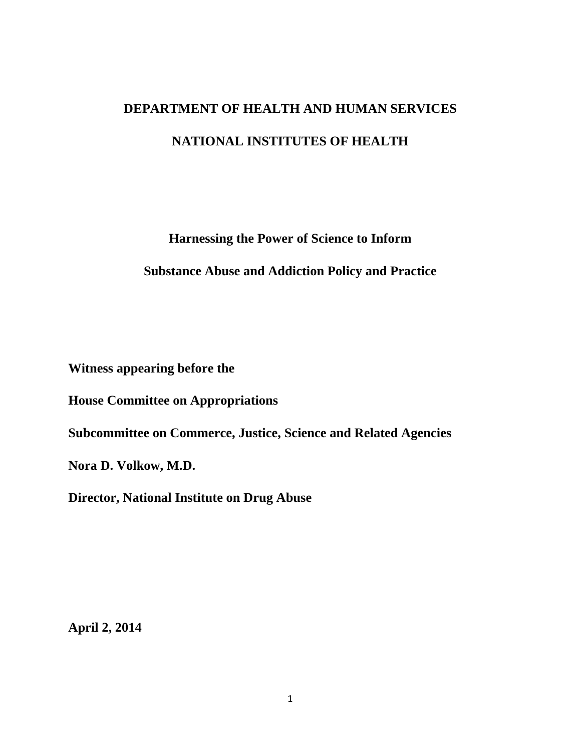**DEPARTMENT OF HEALTH AND HUMAN SERVICES**

**NATIONAL INSTITUTES OF HEALTH**

**Harnessing the Power of Science to Inform**

**Substance Abuse and Addiction Policy and Practice**

**Witness appearing before the**

**House Committee on Appropriations**

**Subcommittee on Commerce, Justice, Science and Related Agencies**

**Nora D. Volkow, M.D.**

**Director, National Institute on Drug Abuse**

**April 2, 2014**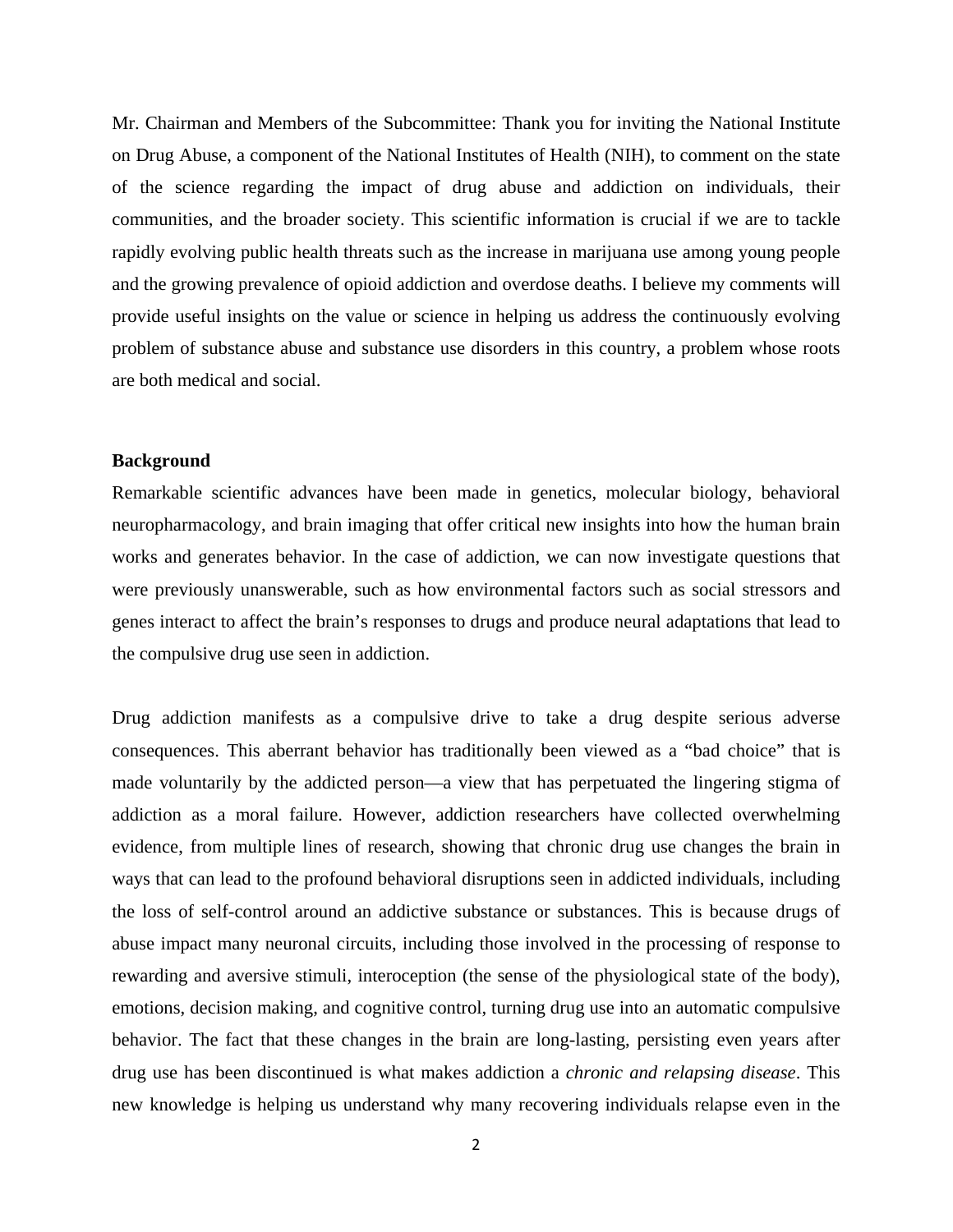Mr. Chairman and Members of the Subcommittee: Thank you for inviting the National Institute on Drug Abuse, a component of the National Institutes of Health (NIH), to comment on the state of the science regarding the impact of drug abuse and addiction on individuals, their communities, and the broader society. This scientific information is crucial if we are to tackle rapidly evolving public health threats such as the increase in marijuana use among young people and the growing prevalence of opioid addiction and overdose deaths. I believe my comments will provide useful insights on the value or science in helping us address the continuously evolving problem of substance abuse and substance use disorders in this country, a problem whose roots are both medical and social.

**Background**

Remarkable scientific advances have been made in genetics, molecular biology, behavioral neuropharmacology, and brain imaging that offer critical new insights into how the human brain works and generates behavior. In the case of addiction, we can now investigate questions that were previously unanswerable, such as how environmental factors such as social stressors and genes interact to affect the brain's responses to drugs and produce neural adaptations that lead to the compulsive drug use seen in addiction.

Drug addiction manifests as a compulsive drive to take a drug despite serious adverse consequences. This aberrant behavior has traditionally been viewed as a "bad choice" that is made voluntarily by the addicted person—a view that has perpetuated the lingering stigma of addiction as a moral failure. However, addiction researchers have collected overwhelming evidence, from multiple lines of research, showing that chronic drug use changes the brain in ways that can lead to the profound behavioral disruptions seen in addicted individuals, including the loss of self-control around an addictive substance or substances. This is because drugs of abuse impact many neuronal circuits, including those involved in the processing of response to rewarding and aversive stimuli, interoception (the sense of the physiological state of the body), emotions, decision making, and cognitive control, turning drug use into an automatic compulsive behavior. The fact that these changes in the brain are long-lasting, persisting even years after drug use has been discontinued is what makes addiction a *chronic and relapsing disease*. This new knowledge is helping us understand why many recovering individuals relapse even in the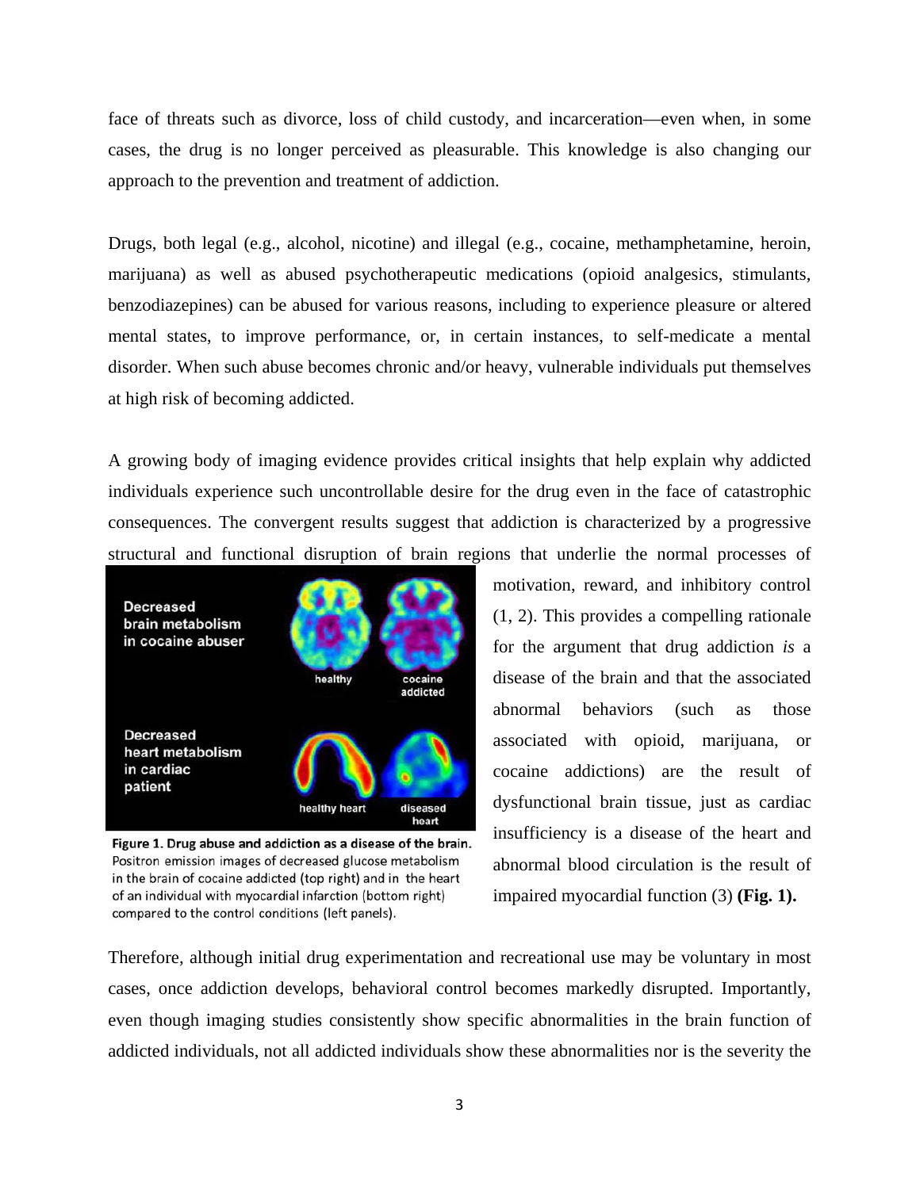face of threats such as divorce, loss of child custody, and incarceration—even when, in some cases, the drug is no longer perceived as pleasurable. This knowledge is also changing our approach to the prevention and treatment of addiction.

Drugs, both legal (e.g., alcohol, nicotine) and illegal (e.g., cocaine, methamphetamine, heroin, marijuana) as well as abused psychotherapeutic medications (opioid analgesics, stimulants, benzodiazepines) can be abused for various reasons, including to experience pleasure or altered mental states, to improve performance, or, in certain instances, to self-medicate a mental disorder. When such abuse becomes chronic and/or heavy, vulnerable individuals put themselves at high risk of becoming addicted.

A growing body of imaging evidence provides critical insights that help explain why addicted individuals experience such uncontrollable desire for the drug even in the face of catastrophic consequences. The convergent results suggest that addiction is characterized by a progressive structural and functional disruption of brain regions that underlie the normal processes of motivation, reward, and inhibitory control (1, 2). This provides a compelling rationale for the argument that drug addiction *is* a disease of the brain and that the associated abnormal behaviors (such as those associated with opioid, marijuana, or cocaine addictions) are the result of dysfunctional brain tissue, just as cardiac insufficiency is a disease of the heart and abnormal blood circulation is the result of impaired myocardial function (3) **(Fig. 1).**

**Figure 1. Drug abuse and addiction as a disease of the brain.** Positron emission images of decreased glucose metabolism in the brain of cocaine addicted (top right) and in the heart of an individual with myocardial infarction (bottom right) compared to the control conditions (left panels).

Therefore, although initial drug experimentation and recreational use may be voluntary in most cases, once addiction develops, behavioral control becomes markedly disrupted. Importantly, even though imaging studies consistently show specific abnormalities in the brain function of addicted individuals, not all addicted individuals show these abnormalities nor is the severity the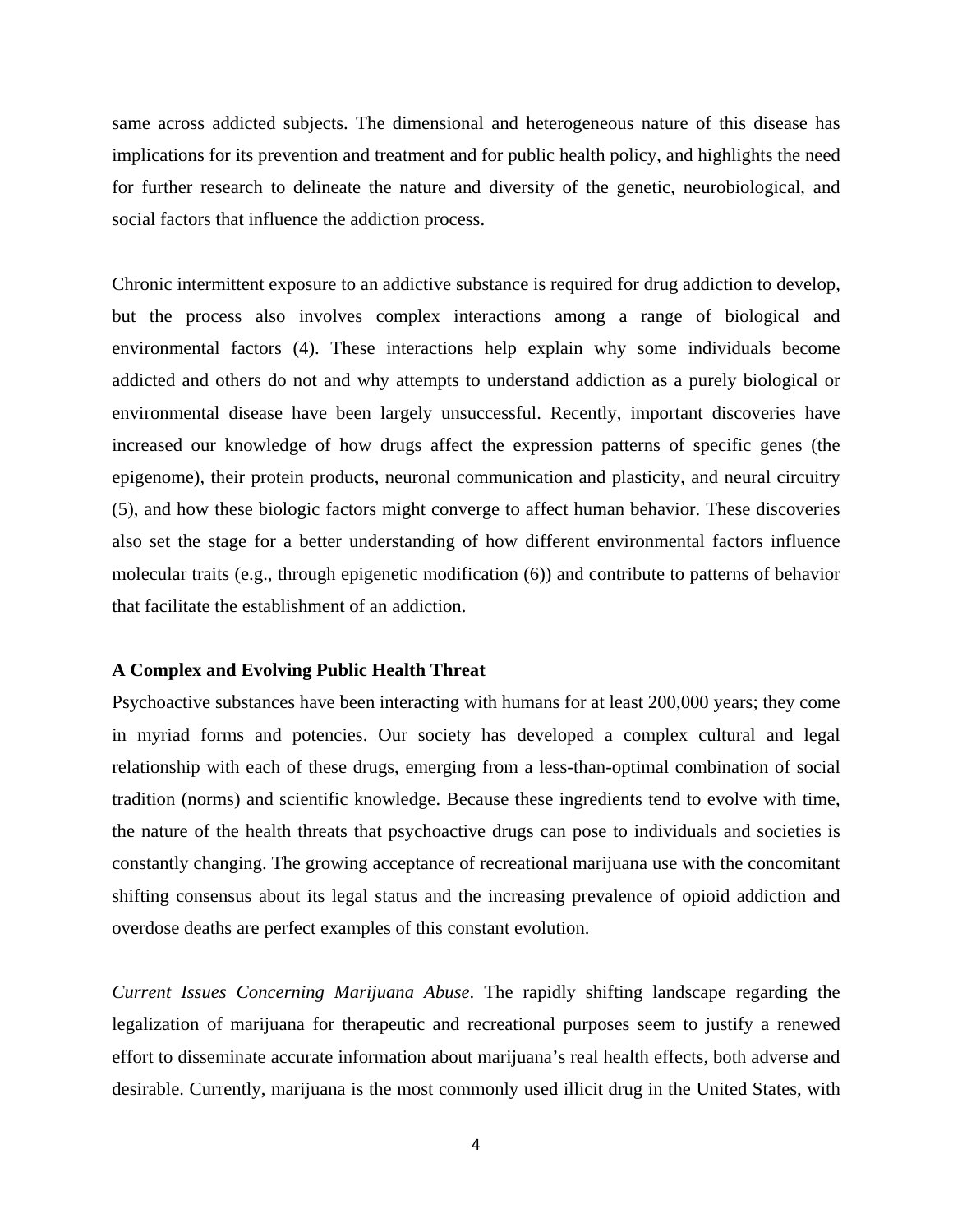same across addicted subjects. The dimensional and heterogeneous nature of this disease has implications for its prevention and treatment and for public health policy, and highlights the need for further research to delineate the nature and diversity of the genetic, neurobiological, and social factors that influence the addiction process.

Chronic intermittent exposure to an addictive substance is required for drug addiction to develop, but the process also involves complex interactions among a range of biological and environmental factors (4). These interactions help explain why some individuals become addicted and others do not and why attempts to understand addiction as a purely biological or environmental disease have been largely unsuccessful. Recently, important discoveries have increased our knowledge of how drugs affect the expression patterns of specific genes (the epigenome), their protein products, neuronal communication and plasticity, and neural circuitry (5), and how these biologic factors might converge to affect human behavior. These discoveries also set the stage for a better understanding of how different environmental factors influence molecular traits (e.g., through epigenetic modification (6)) and contribute to patterns of behavior that facilitate the establishment of an addiction.

**A Complex and Evolving Public Health Threat**

Psychoactive substances have been interacting with humans for at least 200,000 years; they come in myriad forms and potencies. Our society has developed a complex cultural and legal relationship with each of these drugs, emerging from a less-than-optimal combination of social tradition (norms) and scientific knowledge. Because these ingredients tend to evolve with time, the nature of the health threats that psychoactive drugs can pose to individuals and societies is constantly changing. The growing acceptance of recreational marijuana use with the concomitant shifting consensus about its legal status and the increasing prevalence of opioid addiction and overdose deaths are perfect examples of this constant evolution.

*Current Issues Concerning Marijuana Abuse*. The rapidly shifting landscape regarding the legalization of marijuana for therapeutic and recreational purposes seem to justify a renewed effort to disseminate accurate information about marijuana's real health effects, both adverse and desirable. Currently, marijuana is the most commonly used illicit drug in the United States, with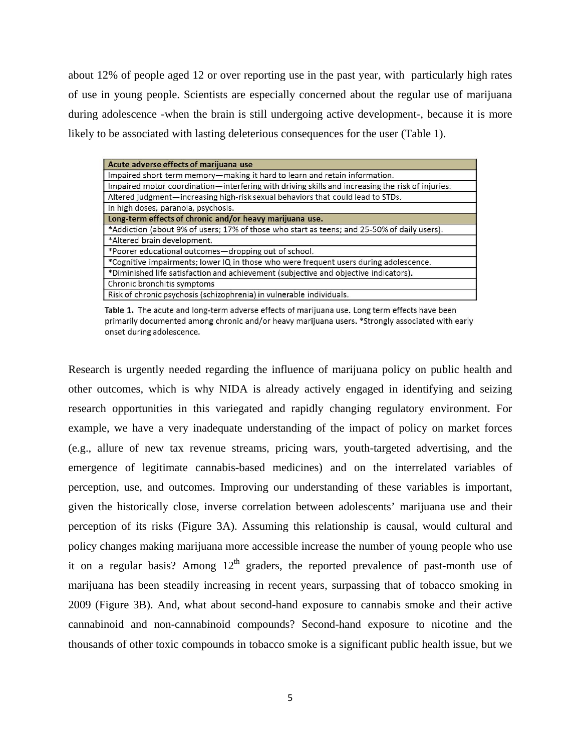about 12% of people aged 12 or over reporting use in the past year, with particularly high rates of use in young people. Scientists are especially concerned about the regular use of marijuana during adolescence -when the brain is still undergoing active development-, because it is more likely to be associated with lasting deleterious consequences for the user (Table 1).

| Acute adverse effects of marijuana use |
| --- |
| Impaired short-term memory—making it hard to learn and retain information. |
| Impaired motor coordination—interfering with driving skills and increasing the risk of injuries. |
| Altered judgment—increasing high-risk sexual behaviors that could lead to STDs. |
| In high doses, paranoia, psychosis. |
| **Long-term effects of chronic and/or heavy marijuana use.** |
| *Addiction (about 9% of users; 17% of those who start as teens; and 25-50% of daily users). |
| *Altered brain development. |
| *Poorer educational outcomes—dropping out of school. |
| *Cognitive impairments; lower IQ in those who were frequent users during adolescence. |
| *Diminished life satisfaction and achievement (subjective and objective indicators). |
| Chronic bronchitis symptoms |
| Risk of chronic psychosis (schizophrenia) in vulnerable individuals. |

Table 1. The acute and long-term adverse effects of marijuana use. Long term effects have been primarily documented among chronic and/or heavy marijuana users. *Strongly associated with early onset during adolescence.

Research is urgently needed regarding the influence of marijuana policy on public health and other outcomes, which is why NIDA is already actively engaged in identifying and seizing research opportunities in this variegated and rapidly changing regulatory environment. For example, we have a very inadequate understanding of the impact of policy on market forces (e.g., allure of new tax revenue streams, pricing wars, youth-targeted advertising, and the emergence of legitimate cannabis-based medicines) and on the interrelated variables of perception, use, and outcomes. Improving our understanding of these variables is important, given the historically close, inverse correlation between adolescents' marijuana use and their perception of its risks (Figure 3A). Assuming this relationship is causal, would cultural and policy changes making marijuana more accessible increase the number of young people who use it on a regular basis? Among 12th graders, the reported prevalence of past-month use of marijuana has been steadily increasing in recent years, surpassing that of tobacco smoking in 2009 (Figure 3B). And, what about second-hand exposure to cannabis smoke and their active cannabinoid and non-cannabinoid compounds? Second-hand exposure to nicotine and the thousands of other toxic compounds in tobacco smoke is a significant public health issue, but we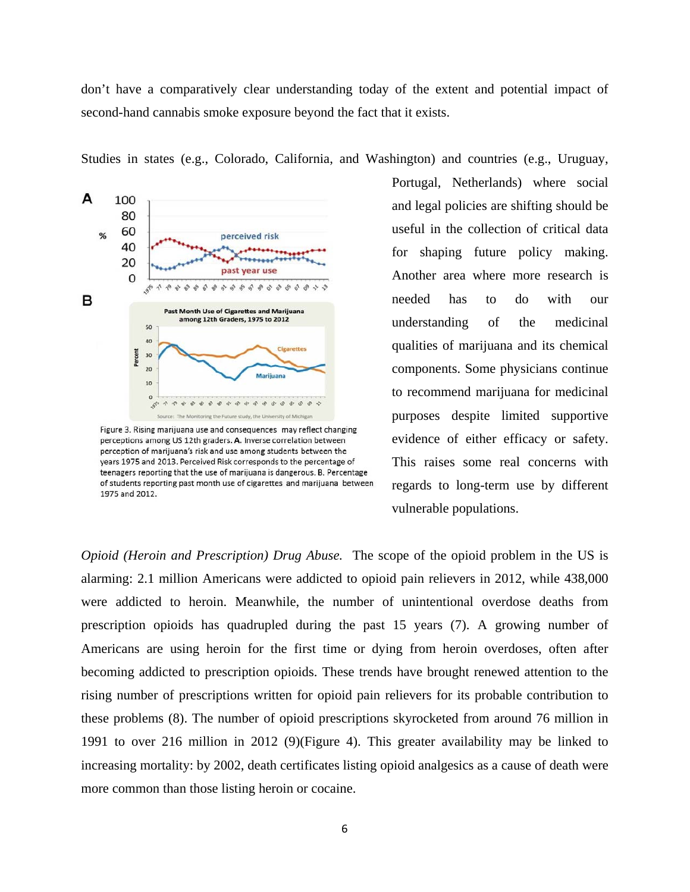don't have a comparatively clear understanding today of the extent and potential impact of second-hand cannabis smoke exposure beyond the fact that it exists.

Studies in states (e.g., Colorado, California, and Washington) and countries (e.g., Uruguay, Portugal, Netherlands) where social and legal policies are shifting should be useful in the collection of critical data for shaping future policy making. Another area where more research is needed has to do with our understanding of the medicinal qualities of marijuana and its chemical components. Some physicians continue to recommend marijuana for medicinal purposes despite limited supportive evidence of either efficacy or safety. This raises some real concerns with regards to long-term use by different vulnerable populations.

Figure 3. Rising marijuana use and consequences may reflect changing perceptions among US 12th graders. **A.** Inverse correlation between perception of marijuana's risk and use among students between the years 1975 and 2013. Perceived Risk corresponds to the percentage of teenagers reporting that the use of marijuana is dangerous. **B.** Percentage of students reporting past month use of cigarettes and marijuana between 1975 and 2012.

*Opioid (Heroin and Prescription) Drug Abuse.* The scope of the opioid problem in the US is alarming: 2.1 million Americans were addicted to opioid pain relievers in 2012, while 438,000 were addicted to heroin. Meanwhile, the number of unintentional overdose deaths from prescription opioids has quadrupled during the past 15 years (7). A growing number of Americans are using heroin for the first time or dying from heroin overdoses, often after becoming addicted to prescription opioids. These trends have brought renewed attention to the rising number of prescriptions written for opioid pain relievers for its probable contribution to these problems (8). The number of opioid prescriptions skyrocketed from around 76 million in 1991 to over 216 million in 2012 (9)(Figure 4). This greater availability may be linked to increasing mortality: by 2002, death certificates listing opioid analgesics as a cause of death were more common than those listing heroin or cocaine.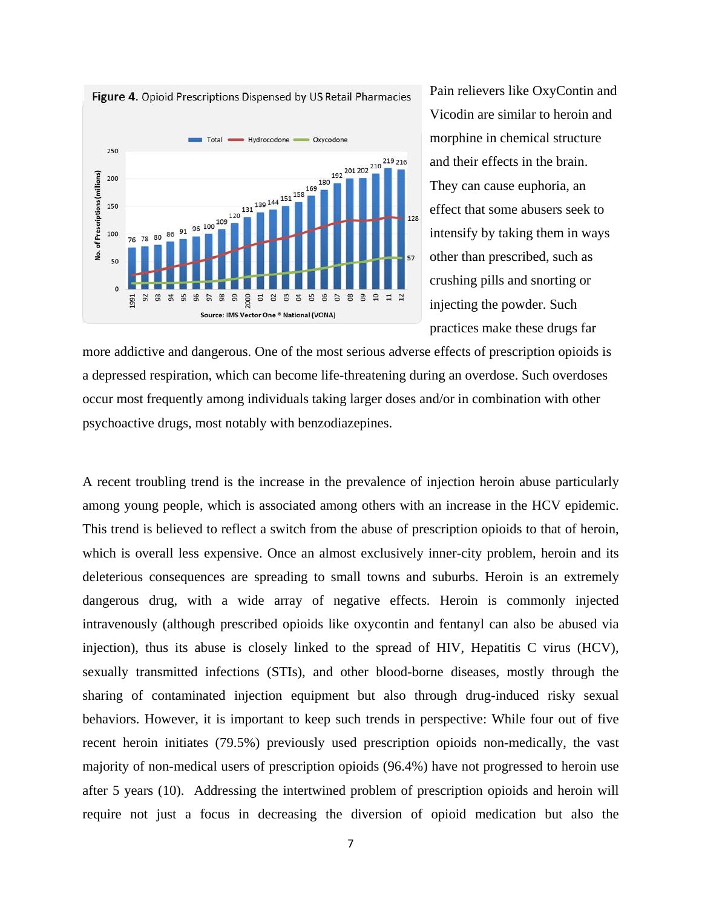Figure 4. Opioid Prescriptions Dispensed by US Retail Pharmacies

Source: IMS Vector One ® National (VONA)

Pain relievers like OxyContin and Vicodin are similar to heroin and morphine in chemical structure and their effects in the brain. They can cause euphoria, an effect that some abusers seek to intensify by taking them in ways other than prescribed, such as crushing pills and snorting or injecting the powder. Such practices make these drugs far more addictive and dangerous. One of the most serious adverse effects of prescription opioids is a depressed respiration, which can become life-threatening during an overdose. Such overdoses occur most frequently among individuals taking larger doses and/or in combination with other psychoactive drugs, most notably with benzodiazepines.

A recent troubling trend is the increase in the prevalence of injection heroin abuse particularly among young people, which is associated among others with an increase in the HCV epidemic. This trend is believed to reflect a switch from the abuse of prescription opioids to that of heroin, which is overall less expensive. Once an almost exclusively inner-city problem, heroin and its deleterious consequences are spreading to small towns and suburbs. Heroin is an extremely dangerous drug, with a wide array of negative effects. Heroin is commonly injected intravenously (although prescribed opioids like oxycontin and fentanyl can also be abused via injection), thus its abuse is closely linked to the spread of HIV, Hepatitis C virus (HCV), sexually transmitted infections (STIs), and other blood-borne diseases, mostly through the sharing of contaminated injection equipment but also through drug-induced risky sexual behaviors. However, it is important to keep such trends in perspective: While four out of five recent heroin initiates (79.5%) previously used prescription opioids non-medically, the vast majority of non-medical users of prescription opioids (96.4%) have not progressed to heroin use after 5 years (10). Addressing the intertwined problem of prescription opioids and heroin will require not just a focus in decreasing the diversion of opioid medication but also the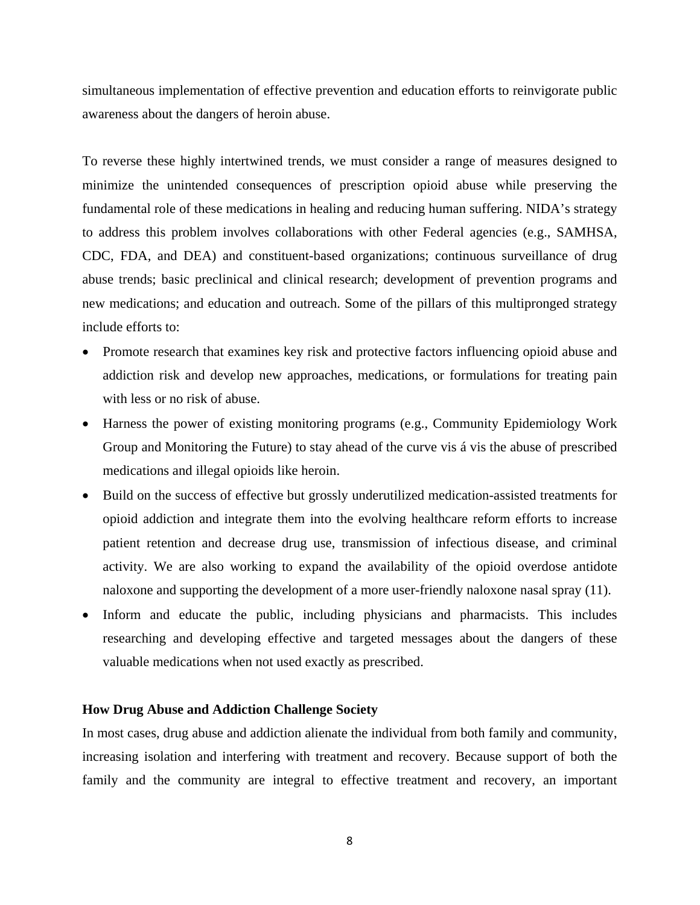simultaneous implementation of effective prevention and education efforts to reinvigorate public awareness about the dangers of heroin abuse.

To reverse these highly intertwined trends, we must consider a range of measures designed to minimize the unintended consequences of prescription opioid abuse while preserving the fundamental role of these medications in healing and reducing human suffering. NIDA's strategy to address this problem involves collaborations with other Federal agencies (e.g., SAMHSA, CDC, FDA, and DEA) and constituent-based organizations; continuous surveillance of drug abuse trends; basic preclinical and clinical research; development of prevention programs and new medications; and education and outreach. Some of the pillars of this multipronged strategy include efforts to:

- Promote research that examines key risk and protective factors influencing opioid abuse and addiction risk and develop new approaches, medications, or formulations for treating pain with less or no risk of abuse.
- Harness the power of existing monitoring programs (e.g., Community Epidemiology Work Group and Monitoring the Future) to stay ahead of the curve vis á vis the abuse of prescribed medications and illegal opioids like heroin.
- Build on the success of effective but grossly underutilized medication-assisted treatments for opioid addiction and integrate them into the evolving healthcare reform efforts to increase patient retention and decrease drug use, transmission of infectious disease, and criminal activity. We are also working to expand the availability of the opioid overdose antidote naloxone and supporting the development of a more user-friendly naloxone nasal spray (11).
- Inform and educate the public, including physicians and pharmacists. This includes researching and developing effective and targeted messages about the dangers of these valuable medications when not used exactly as prescribed.

**How Drug Abuse and Addiction Challenge Society**

In most cases, drug abuse and addiction alienate the individual from both family and community, increasing isolation and interfering with treatment and recovery. Because support of both the family and the community are integral to effective treatment and recovery, an important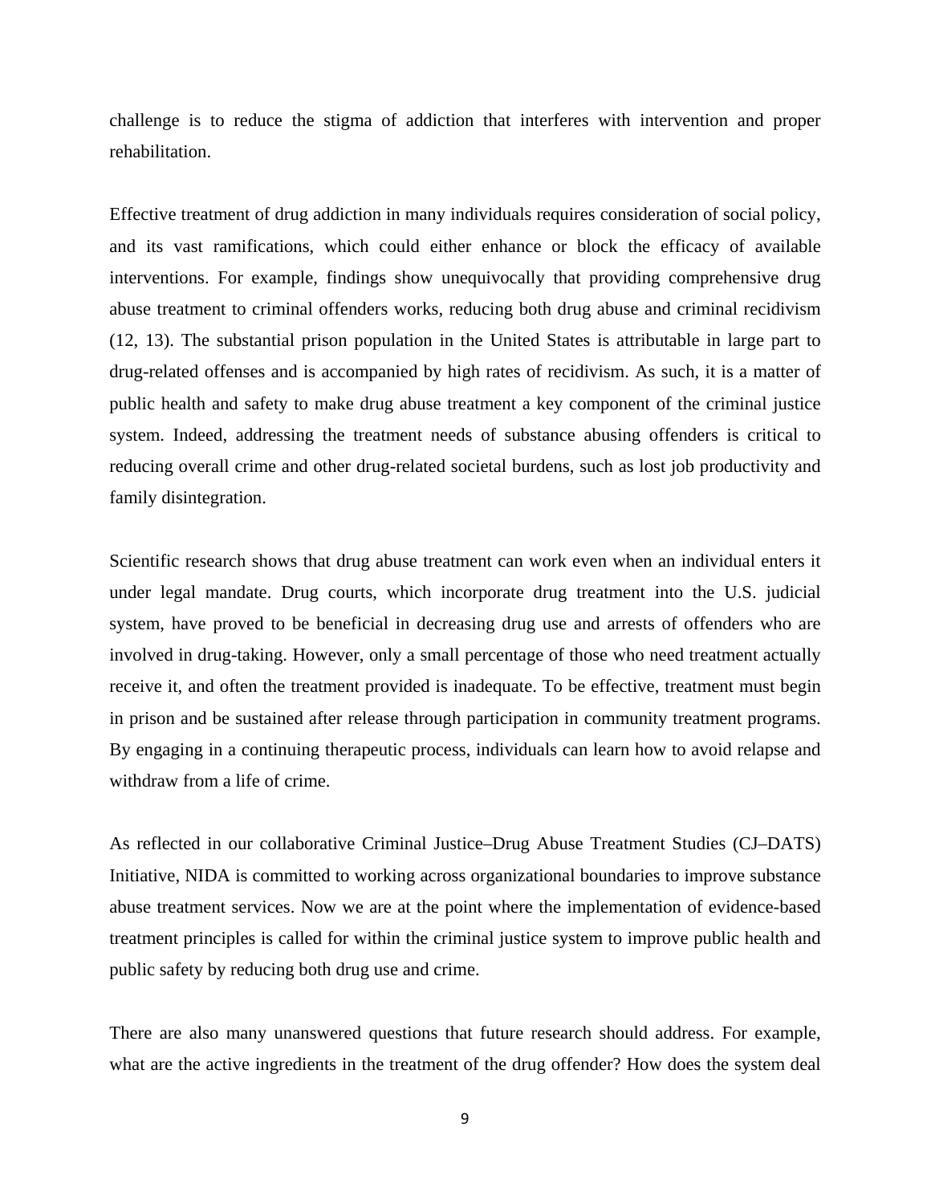challenge is to reduce the stigma of addiction that interferes with intervention and proper rehabilitation.

Effective treatment of drug addiction in many individuals requires consideration of social policy, and its vast ramifications, which could either enhance or block the efficacy of available interventions. For example, findings show unequivocally that providing comprehensive drug abuse treatment to criminal offenders works, reducing both drug abuse and criminal recidivism (12, 13). The substantial prison population in the United States is attributable in large part to drug-related offenses and is accompanied by high rates of recidivism. As such, it is a matter of public health and safety to make drug abuse treatment a key component of the criminal justice system. Indeed, addressing the treatment needs of substance abusing offenders is critical to reducing overall crime and other drug-related societal burdens, such as lost job productivity and family disintegration.

Scientific research shows that drug abuse treatment can work even when an individual enters it under legal mandate. Drug courts, which incorporate drug treatment into the U.S. judicial system, have proved to be beneficial in decreasing drug use and arrests of offenders who are involved in drug-taking. However, only a small percentage of those who need treatment actually receive it, and often the treatment provided is inadequate. To be effective, treatment must begin in prison and be sustained after release through participation in community treatment programs. By engaging in a continuing therapeutic process, individuals can learn how to avoid relapse and withdraw from a life of crime.

As reflected in our collaborative Criminal Justice–Drug Abuse Treatment Studies (CJ–DATS) Initiative, NIDA is committed to working across organizational boundaries to improve substance abuse treatment services. Now we are at the point where the implementation of evidence-based treatment principles is called for within the criminal justice system to improve public health and public safety by reducing both drug use and crime.

There are also many unanswered questions that future research should address. For example, what are the active ingredients in the treatment of the drug offender? How does the system deal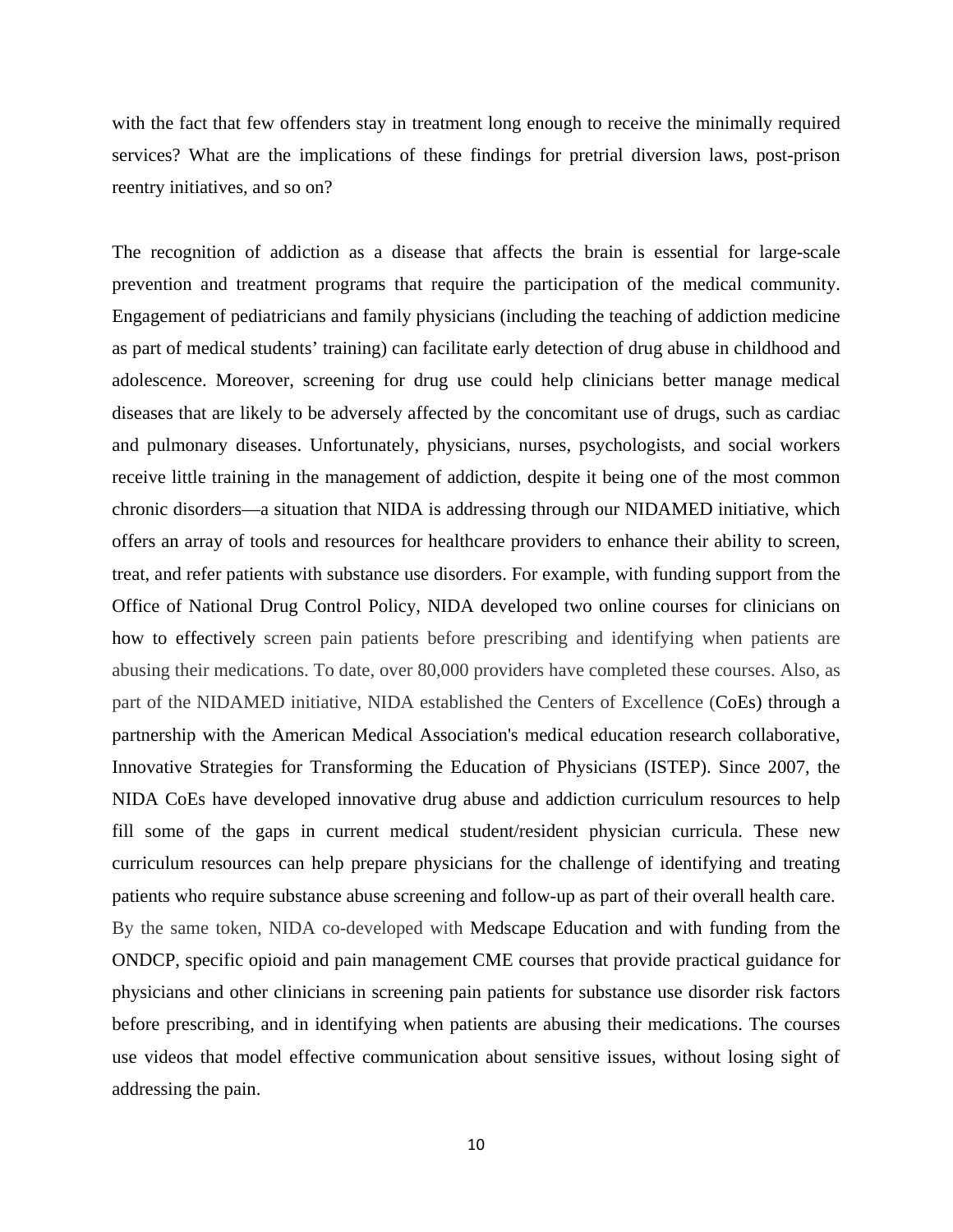with the fact that few offenders stay in treatment long enough to receive the minimally required services? What are the implications of these findings for pretrial diversion laws, post-prison reentry initiatives, and so on?

The recognition of addiction as a disease that affects the brain is essential for large-scale prevention and treatment programs that require the participation of the medical community. Engagement of pediatricians and family physicians (including the teaching of addiction medicine as part of medical students' training) can facilitate early detection of drug abuse in childhood and adolescence. Moreover, screening for drug use could help clinicians better manage medical diseases that are likely to be adversely affected by the concomitant use of drugs, such as cardiac and pulmonary diseases. Unfortunately, physicians, nurses, psychologists, and social workers receive little training in the management of addiction, despite it being one of the most common chronic disorders—a situation that NIDA is addressing through our NIDAMED initiative, which offers an array of tools and resources for healthcare providers to enhance their ability to screen, treat, and refer patients with substance use disorders. For example, with funding support from the Office of National Drug Control Policy, NIDA developed two online courses for clinicians on how to effectively screen pain patients before prescribing and identifying when patients are abusing their medications. To date, over 80,000 providers have completed these courses. Also, as part of the NIDAMED initiative, NIDA established the Centers of Excellence (CoEs) through a partnership with the American Medical Association's medical education research collaborative, Innovative Strategies for Transforming the Education of Physicians (ISTEP). Since 2007, the NIDA CoEs have developed innovative drug abuse and addiction curriculum resources to help fill some of the gaps in current medical student/resident physician curricula. These new curriculum resources can help prepare physicians for the challenge of identifying and treating patients who require substance abuse screening and follow-up as part of their overall health care. By the same token, NIDA co-developed with Medscape Education and with funding from the ONDCP, specific opioid and pain management CME courses that provide practical guidance for physicians and other clinicians in screening pain patients for substance use disorder risk factors before prescribing, and in identifying when patients are abusing their medications. The courses use videos that model effective communication about sensitive issues, without losing sight of addressing the pain.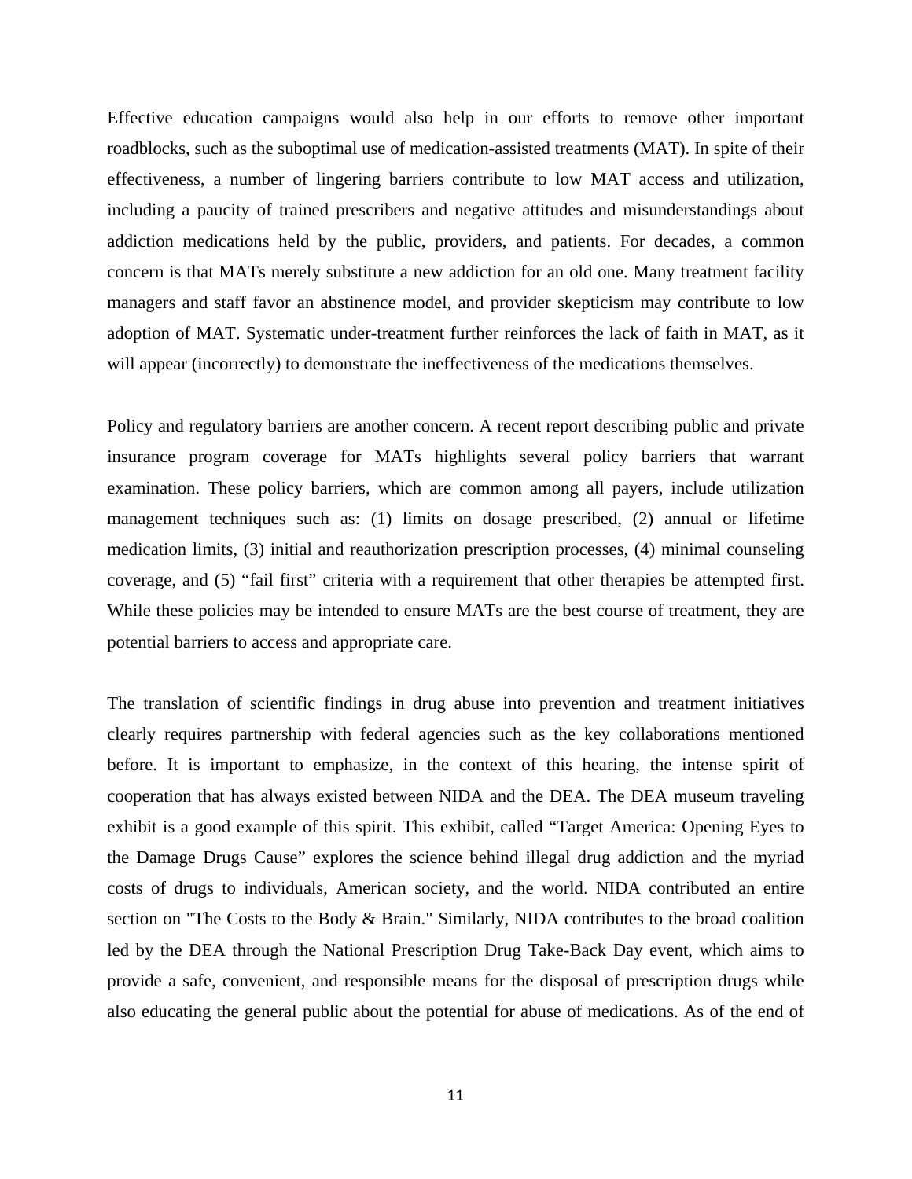Effective education campaigns would also help in our efforts to remove other important roadblocks, such as the suboptimal use of medication-assisted treatments (MAT). In spite of their effectiveness, a number of lingering barriers contribute to low MAT access and utilization, including a paucity of trained prescribers and negative attitudes and misunderstandings about addiction medications held by the public, providers, and patients. For decades, a common concern is that MATs merely substitute a new addiction for an old one. Many treatment facility managers and staff favor an abstinence model, and provider skepticism may contribute to low adoption of MAT. Systematic under-treatment further reinforces the lack of faith in MAT, as it will appear (incorrectly) to demonstrate the ineffectiveness of the medications themselves.

Policy and regulatory barriers are another concern. A recent report describing public and private insurance program coverage for MATs highlights several policy barriers that warrant examination. These policy barriers, which are common among all payers, include utilization management techniques such as: (1) limits on dosage prescribed, (2) annual or lifetime medication limits, (3) initial and reauthorization prescription processes, (4) minimal counseling coverage, and (5) "fail first" criteria with a requirement that other therapies be attempted first. While these policies may be intended to ensure MATs are the best course of treatment, they are potential barriers to access and appropriate care.

The translation of scientific findings in drug abuse into prevention and treatment initiatives clearly requires partnership with federal agencies such as the key collaborations mentioned before. It is important to emphasize, in the context of this hearing, the intense spirit of cooperation that has always existed between NIDA and the DEA. The DEA museum traveling exhibit is a good example of this spirit. This exhibit, called "Target America: Opening Eyes to the Damage Drugs Cause" explores the science behind illegal drug addiction and the myriad costs of drugs to individuals, American society, and the world. NIDA contributed an entire section on "The Costs to the Body & Brain." Similarly, NIDA contributes to the broad coalition led by the DEA through the National Prescription Drug Take-Back Day event, which aims to provide a safe, convenient, and responsible means for the disposal of prescription drugs while also educating the general public about the potential for abuse of medications. As of the end of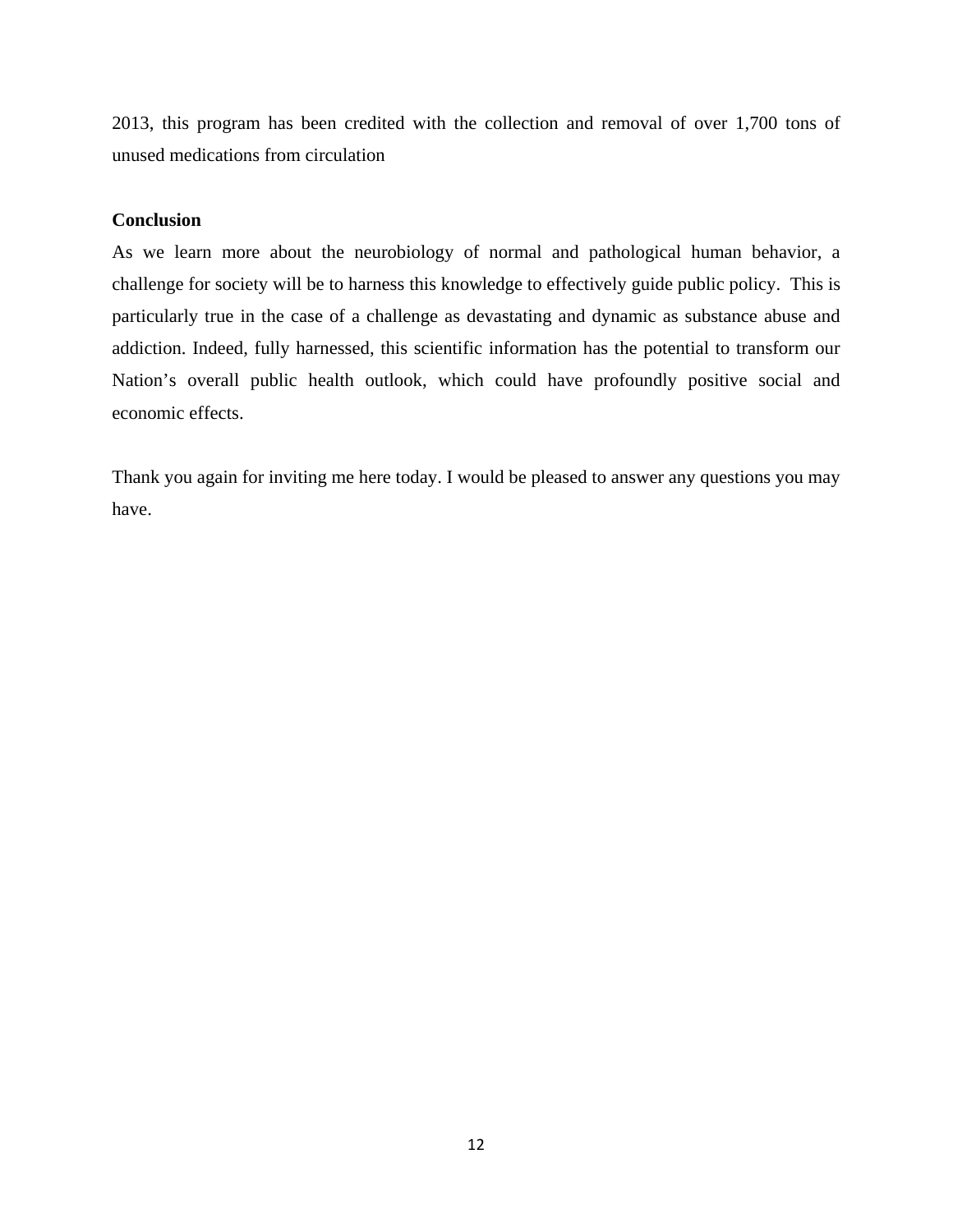2013, this program has been credited with the collection and removal of over 1,700 tons of unused medications from circulation

**Conclusion**

As we learn more about the neurobiology of normal and pathological human behavior, a challenge for society will be to harness this knowledge to effectively guide public policy. This is particularly true in the case of a challenge as devastating and dynamic as substance abuse and addiction. Indeed, fully harnessed, this scientific information has the potential to transform our Nation's overall public health outlook, which could have profoundly positive social and economic effects.

Thank you again for inviting me here today. I would be pleased to answer any questions you may have.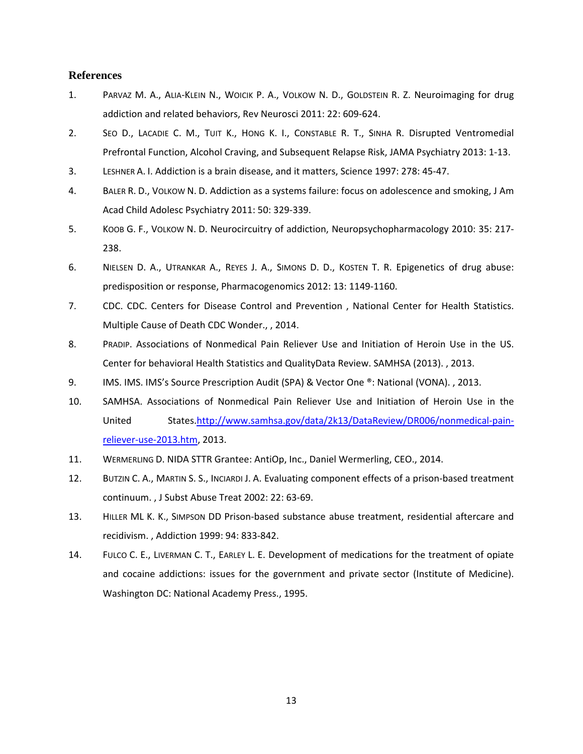## References

1. PARVAZ M. A., ALIA-KLEIN N., WOICIK P. A., VOLKOW N. D., GOLDSTEIN R. Z. Neuroimaging for drug addiction and related behaviors, Rev Neurosci 2011: 22: 609-624.
2. SEO D., LACADIE C. M., TUIT K., HONG K. I., CONSTABLE R. T., SINHA R. Disrupted Ventromedial Prefrontal Function, Alcohol Craving, and Subsequent Relapse Risk, JAMA Psychiatry 2013: 1-13.
3. LESHNER A. I. Addiction is a brain disease, and it matters, Science 1997: 278: 45-47.
4. BALER R. D., VOLKOW N. D. Addiction as a systems failure: focus on adolescence and smoking, J Am Acad Child Adolesc Psychiatry 2011: 50: 329-339.
5. KOOB G. F., VOLKOW N. D. Neurocircuitry of addiction, Neuropsychopharmacology 2010: 35: 217-238.
6. NIELSEN D. A., UTRANKAR A., REYES J. A., SIMONS D. D., KOSTEN T. R. Epigenetics of drug abuse: predisposition or response, Pharmacogenomics 2012: 13: 1149-1160.
7. CDC. CDC. Centers for Disease Control and Prevention , National Center for Health Statistics. Multiple Cause of Death CDC Wonder., , 2014.
8. PRADIP. Associations of Nonmedical Pain Reliever Use and Initiation of Heroin Use in the US. Center for behavioral Health Statistics and QualityData Review. SAMHSA (2013). , 2013.
9. IMS. IMS. IMS's Source Prescription Audit (SPA) & Vector One ®: National (VONA). , 2013.
10. SAMHSA. Associations of Nonmedical Pain Reliever Use and Initiation of Heroin Use in the United States.http://www.samhsa.gov/data/2k13/DataReview/DR006/nonmedical-pain-reliever-use-2013.htm, 2013.
11. WERMERLING D. NIDA STTR Grantee: AntiOp, Inc., Daniel Wermerling, CEO., 2014.
12. BUTZIN C. A., MARTIN S. S., INCIARDI J. A. Evaluating component effects of a prison-based treatment continuum. , J Subst Abuse Treat 2002: 22: 63-69.
13. HILLER ML K. K., SIMPSON DD Prison-based substance abuse treatment, residential aftercare and recidivism. , Addiction 1999: 94: 833-842.
14. FULCO C. E., LIVERMAN C. T., EARLEY L. E. Development of medications for the treatment of opiate and cocaine addictions: issues for the government and private sector (Institute of Medicine). Washington DC: National Academy Press., 1995.